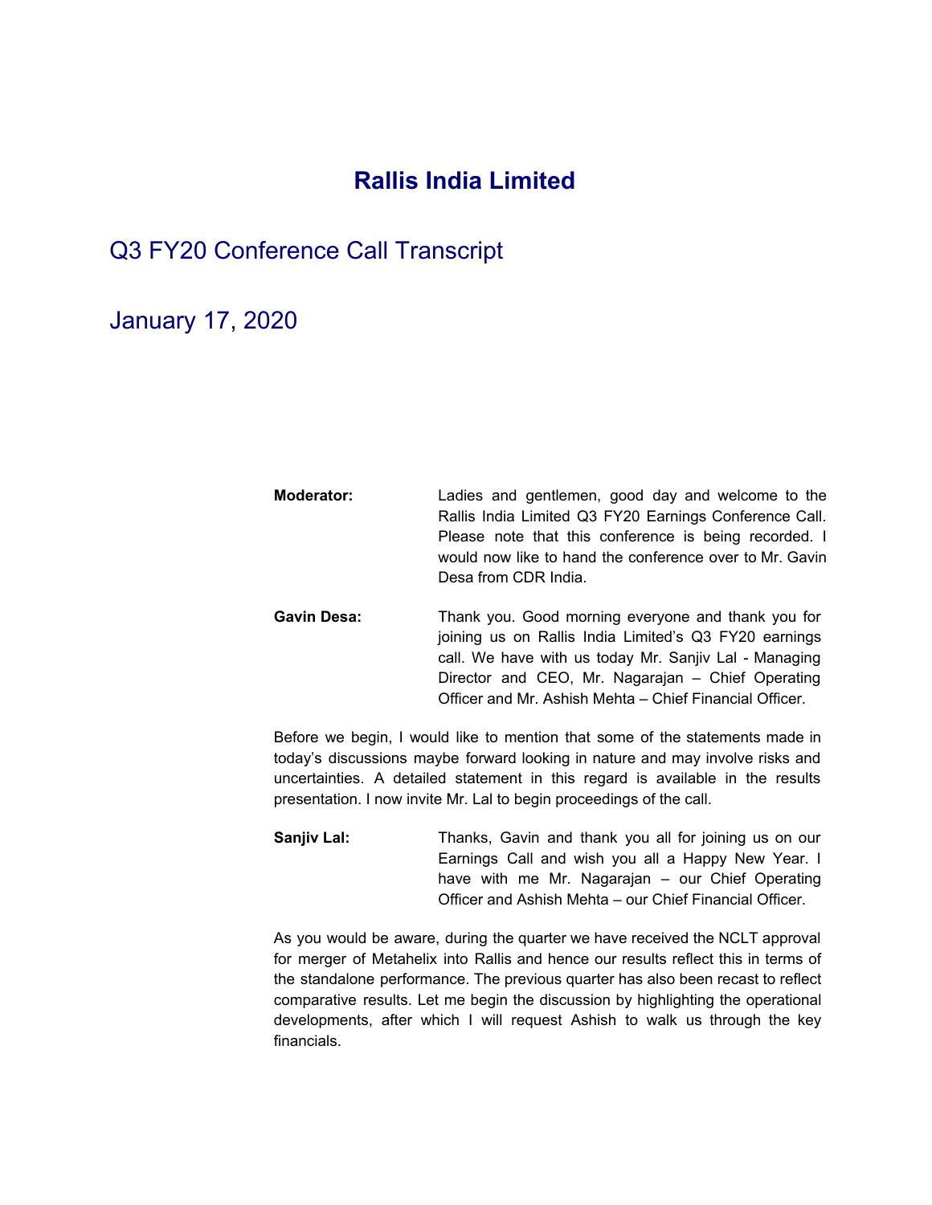# Rallis India Limited

## Q3 FY20 Conference Call Transcript

## January 17, 2020

**Moderator:** Ladies and gentlemen, good day and welcome to the Rallis India Limited Q3 FY20 Earnings Conference Call. Please note that this conference is being recorded. I would now like to hand the conference over to Mr. Gavin Desa from CDR India.

**Gavin Desa:** Thank you. Good morning everyone and thank you for joining us on Rallis India Limited's Q3 FY20 earnings call. We have with us today Mr. Sanjiv Lal - Managing Director and CEO, Mr. Nagarajan – Chief Operating Officer and Mr. Ashish Mehta – Chief Financial Officer.

Before we begin, I would like to mention that some of the statements made in today's discussions maybe forward looking in nature and may involve risks and uncertainties. A detailed statement in this regard is available in the results presentation. I now invite Mr. Lal to begin proceedings of the call.

**Sanjiv Lal:** Thanks, Gavin and thank you all for joining us on our Earnings Call and wish you all a Happy New Year. I have with me Mr. Nagarajan – our Chief Operating Officer and Ashish Mehta – our Chief Financial Officer.

As you would be aware, during the quarter we have received the NCLT approval for merger of Metahelix into Rallis and hence our results reflect this in terms of the standalone performance. The previous quarter has also been recast to reflect comparative results. Let me begin the discussion by highlighting the operational developments, after which I will request Ashish to walk us through the key financials.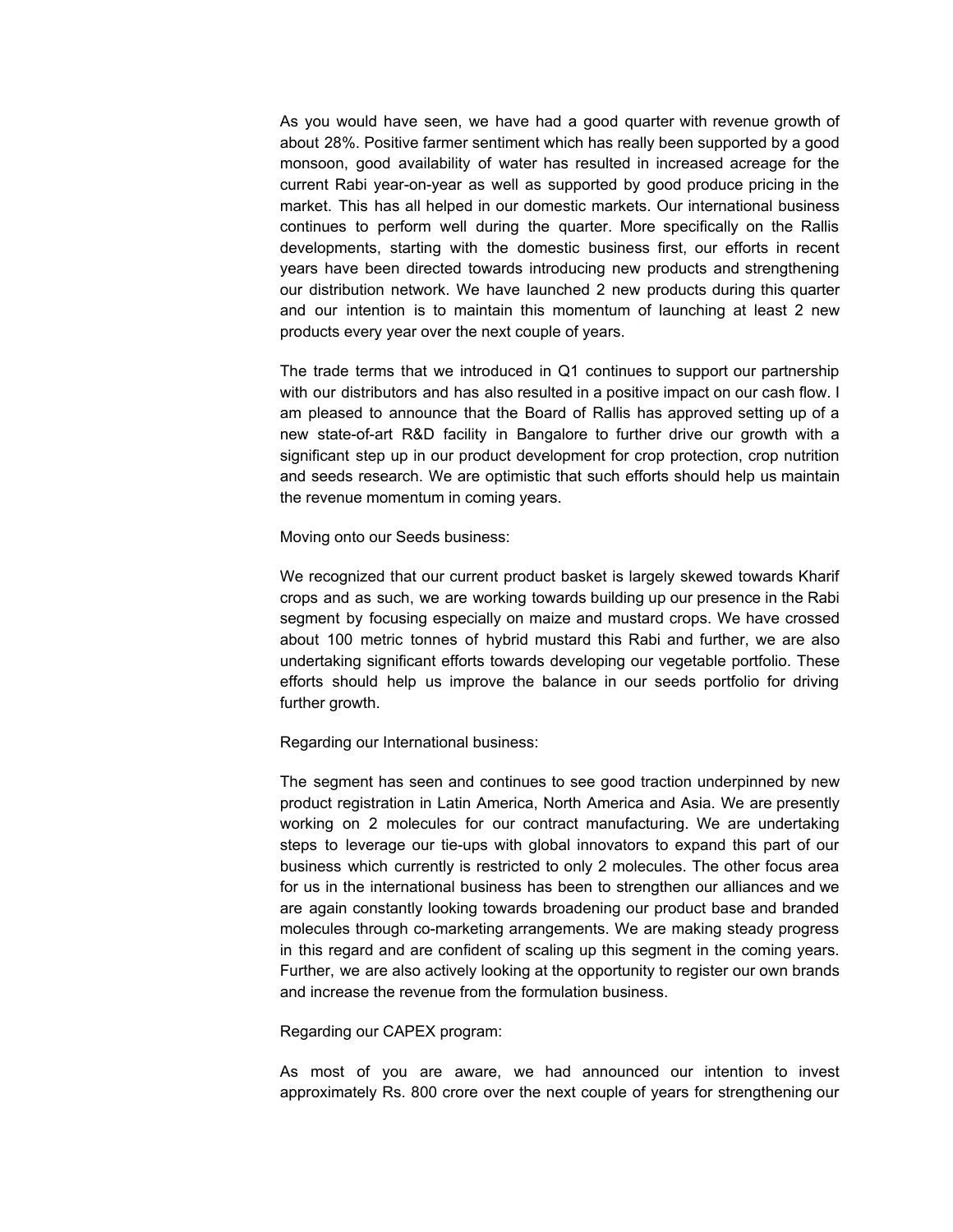As you would have seen, we have had a good quarter with revenue growth of about 28%. Positive farmer sentiment which has really been supported by a good monsoon, good availability of water has resulted in increased acreage for the current Rabi year-on-year as well as supported by good produce pricing in the market. This has all helped in our domestic markets. Our international business continues to perform well during the quarter. More specifically on the Rallis developments, starting with the domestic business first, our efforts in recent years have been directed towards introducing new products and strengthening our distribution network. We have launched 2 new products during this quarter and our intention is to maintain this momentum of launching at least 2 new products every year over the next couple of years.

The trade terms that we introduced in Q1 continues to support our partnership with our distributors and has also resulted in a positive impact on our cash flow. I am pleased to announce that the Board of Rallis has approved setting up of a new state-of-art R&D facility in Bangalore to further drive our growth with a significant step up in our product development for crop protection, crop nutrition and seeds research. We are optimistic that such efforts should help us maintain the revenue momentum in coming years.

Moving onto our Seeds business:

We recognized that our current product basket is largely skewed towards Kharif crops and as such, we are working towards building up our presence in the Rabi segment by focusing especially on maize and mustard crops. We have crossed about 100 metric tonnes of hybrid mustard this Rabi and further, we are also undertaking significant efforts towards developing our vegetable portfolio. These efforts should help us improve the balance in our seeds portfolio for driving further growth.

Regarding our International business:

The segment has seen and continues to see good traction underpinned by new product registration in Latin America, North America and Asia. We are presently working on 2 molecules for our contract manufacturing. We are undertaking steps to leverage our tie-ups with global innovators to expand this part of our business which currently is restricted to only 2 molecules. The other focus area for us in the international business has been to strengthen our alliances and we are again constantly looking towards broadening our product base and branded molecules through co-marketing arrangements. We are making steady progress in this regard and are confident of scaling up this segment in the coming years. Further, we are also actively looking at the opportunity to register our own brands and increase the revenue from the formulation business.

Regarding our CAPEX program:

As most of you are aware, we had announced our intention to invest approximately Rs. 800 crore over the next couple of years for strengthening our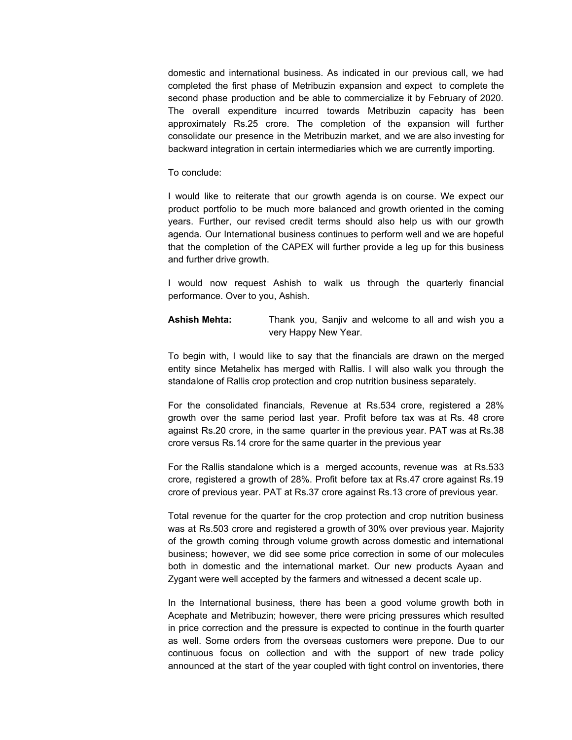domestic and international business. As indicated in our previous call, we had completed the first phase of Metribuzin expansion and expect to complete the second phase production and be able to commercialize it by February of 2020. The overall expenditure incurred towards Metribuzin capacity has been approximately Rs.25 crore. The completion of the expansion will further consolidate our presence in the Metribuzin market, and we are also investing for backward integration in certain intermediaries which we are currently importing.

To conclude:

I would like to reiterate that our growth agenda is on course. We expect our product portfolio to be much more balanced and growth oriented in the coming years. Further, our revised credit terms should also help us with our growth agenda. Our International business continues to perform well and we are hopeful that the completion of the CAPEX will further provide a leg up for this business and further drive growth.

I would now request Ashish to walk us through the quarterly financial performance. Over to you, Ashish.

**Ashish Mehta:** Thank you, Sanjiv and welcome to all and wish you a very Happy New Year.

To begin with, I would like to say that the financials are drawn on the merged entity since Metahelix has merged with Rallis. I will also walk you through the standalone of Rallis crop protection and crop nutrition business separately.

For the consolidated financials, Revenue at Rs.534 crore, registered a 28% growth over the same period last year. Profit before tax was at Rs. 48 crore against Rs.20 crore, in the same quarter in the previous year. PAT was at Rs.38 crore versus Rs.14 crore for the same quarter in the previous year

For the Rallis standalone which is a merged accounts, revenue was at Rs.533 crore, registered a growth of 28%. Profit before tax at Rs.47 crore against Rs.19 crore of previous year. PAT at Rs.37 crore against Rs.13 crore of previous year.

Total revenue for the quarter for the crop protection and crop nutrition business was at Rs.503 crore and registered a growth of 30% over previous year. Majority of the growth coming through volume growth across domestic and international business; however, we did see some price correction in some of our molecules both in domestic and the international market. Our new products Ayaan and Zygant were well accepted by the farmers and witnessed a decent scale up.

In the International business, there has been a good volume growth both in Acephate and Metribuzin; however, there were pricing pressures which resulted in price correction and the pressure is expected to continue in the fourth quarter as well. Some orders from the overseas customers were prepone. Due to our continuous focus on collection and with the support of new trade policy announced at the start of the year coupled with tight control on inventories, there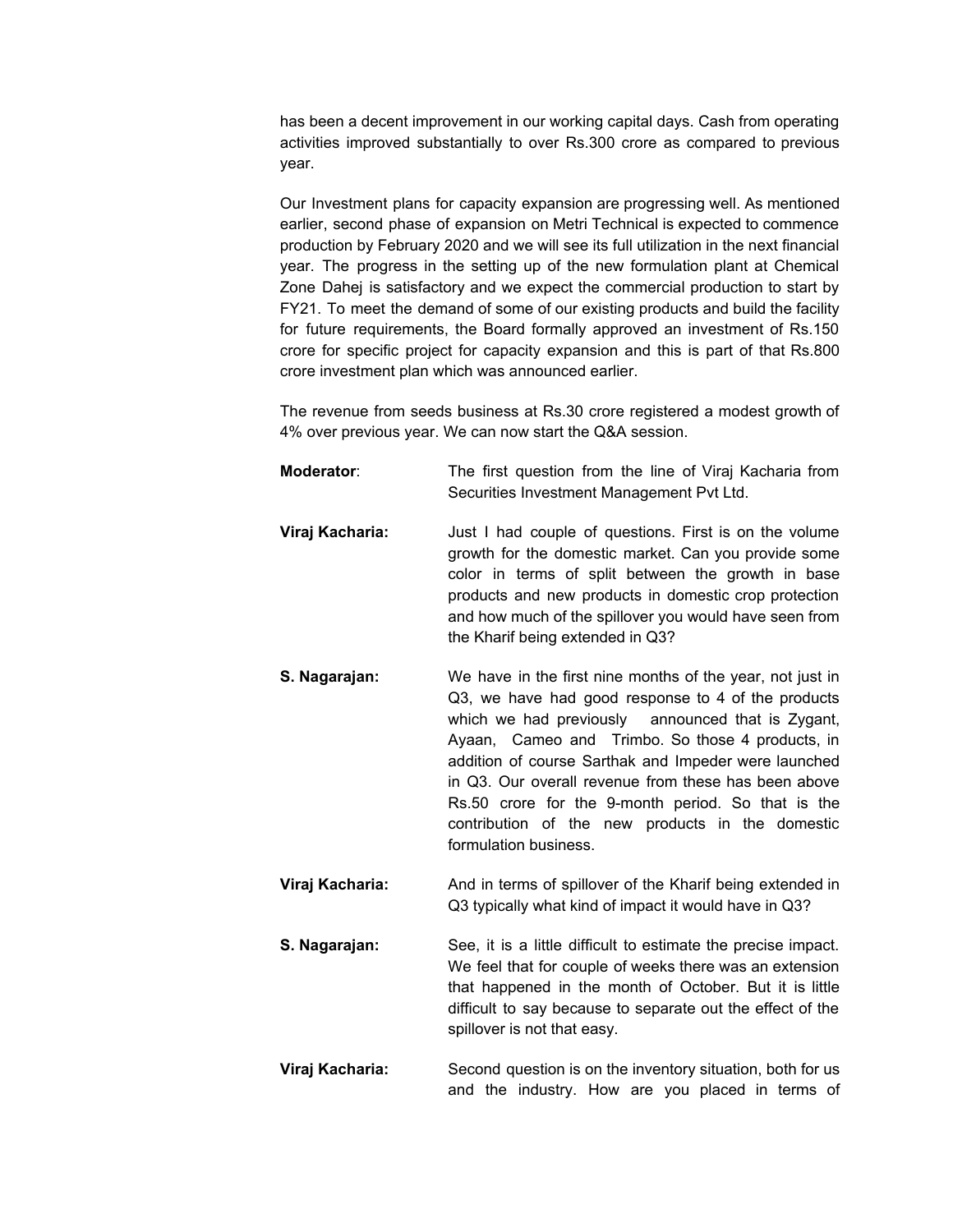has been a decent improvement in our working capital days. Cash from operating activities improved substantially to over Rs.300 crore as compared to previous year.

Our Investment plans for capacity expansion are progressing well. As mentioned earlier, second phase of expansion on Metri Technical is expected to commence production by February 2020 and we will see its full utilization in the next financial year. The progress in the setting up of the new formulation plant at Chemical Zone Dahej is satisfactory and we expect the commercial production to start by FY21. To meet the demand of some of our existing products and build the facility for future requirements, the Board formally approved an investment of Rs.150 crore for specific project for capacity expansion and this is part of that Rs.800 crore investment plan which was announced earlier.

The revenue from seeds business at Rs.30 crore registered a modest growth of 4% over previous year. We can now start the Q&A session.

**Moderator**: The first question from the line of Viraj Kacharia from Securities Investment Management Pvt Ltd.

**Viraj Kacharia:** Just I had couple of questions. First is on the volume growth for the domestic market. Can you provide some color in terms of split between the growth in base products and new products in domestic crop protection and how much of the spillover you would have seen from the Kharif being extended in Q3?

**S. Nagarajan:** We have in the first nine months of the year, not just in Q3, we have had good response to 4 of the products which we had previously announced that is Zygant, Ayaan, Cameo and Trimbo. So those 4 products, in addition of course Sarthak and Impeder were launched in Q3. Our overall revenue from these has been above Rs.50 crore for the 9-month period. So that is the contribution of the new products in the domestic formulation business.

**Viraj Kacharia:** And in terms of spillover of the Kharif being extended in Q3 typically what kind of impact it would have in Q3?

**S. Nagarajan:** See, it is a little difficult to estimate the precise impact. We feel that for couple of weeks there was an extension that happened in the month of October. But it is little difficult to say because to separate out the effect of the spillover is not that easy.

**Viraj Kacharia:** Second question is on the inventory situation, both for us and the industry. How are you placed in terms of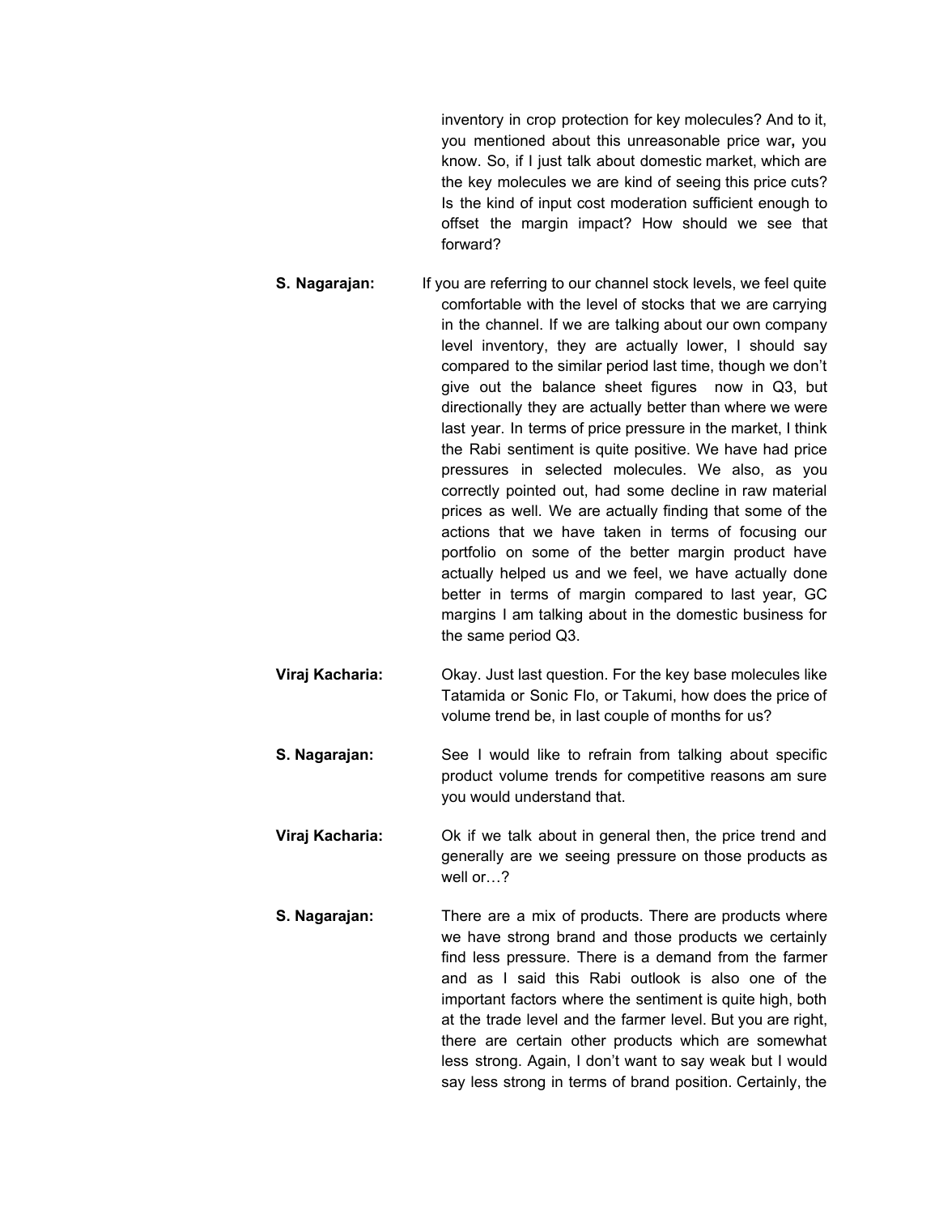inventory in crop protection for key molecules? And to it, you mentioned about this unreasonable price war, you know. So, if I just talk about domestic market, which are the key molecules we are kind of seeing this price cuts? Is the kind of input cost moderation sufficient enough to offset the margin impact? How should we see that forward?

**S. Nagarajan:** If you are referring to our channel stock levels, we feel quite comfortable with the level of stocks that we are carrying in the channel. If we are talking about our own company level inventory, they are actually lower, I should say compared to the similar period last time, though we don't give out the balance sheet figures now in Q3, but directionally they are actually better than where we were last year. In terms of price pressure in the market, I think the Rabi sentiment is quite positive. We have had price pressures in selected molecules. We also, as you correctly pointed out, had some decline in raw material prices as well. We are actually finding that some of the actions that we have taken in terms of focusing our portfolio on some of the better margin product have actually helped us and we feel, we have actually done better in terms of margin compared to last year, GC margins I am talking about in the domestic business for the same period Q3.

**Viraj Kacharia:** Okay. Just last question. For the key base molecules like Tatamida or Sonic Flo, or Takumi, how does the price of volume trend be, in last couple of months for us?

**S. Nagarajan:** See I would like to refrain from talking about specific product volume trends for competitive reasons am sure you would understand that.

**Viraj Kacharia:** Ok if we talk about in general then, the price trend and generally are we seeing pressure on those products as well or…?

**S. Nagarajan:** There are a mix of products. There are products where we have strong brand and those products we certainly find less pressure. There is a demand from the farmer and as I said this Rabi outlook is also one of the important factors where the sentiment is quite high, both at the trade level and the farmer level. But you are right, there are certain other products which are somewhat less strong. Again, I don't want to say weak but I would say less strong in terms of brand position. Certainly, the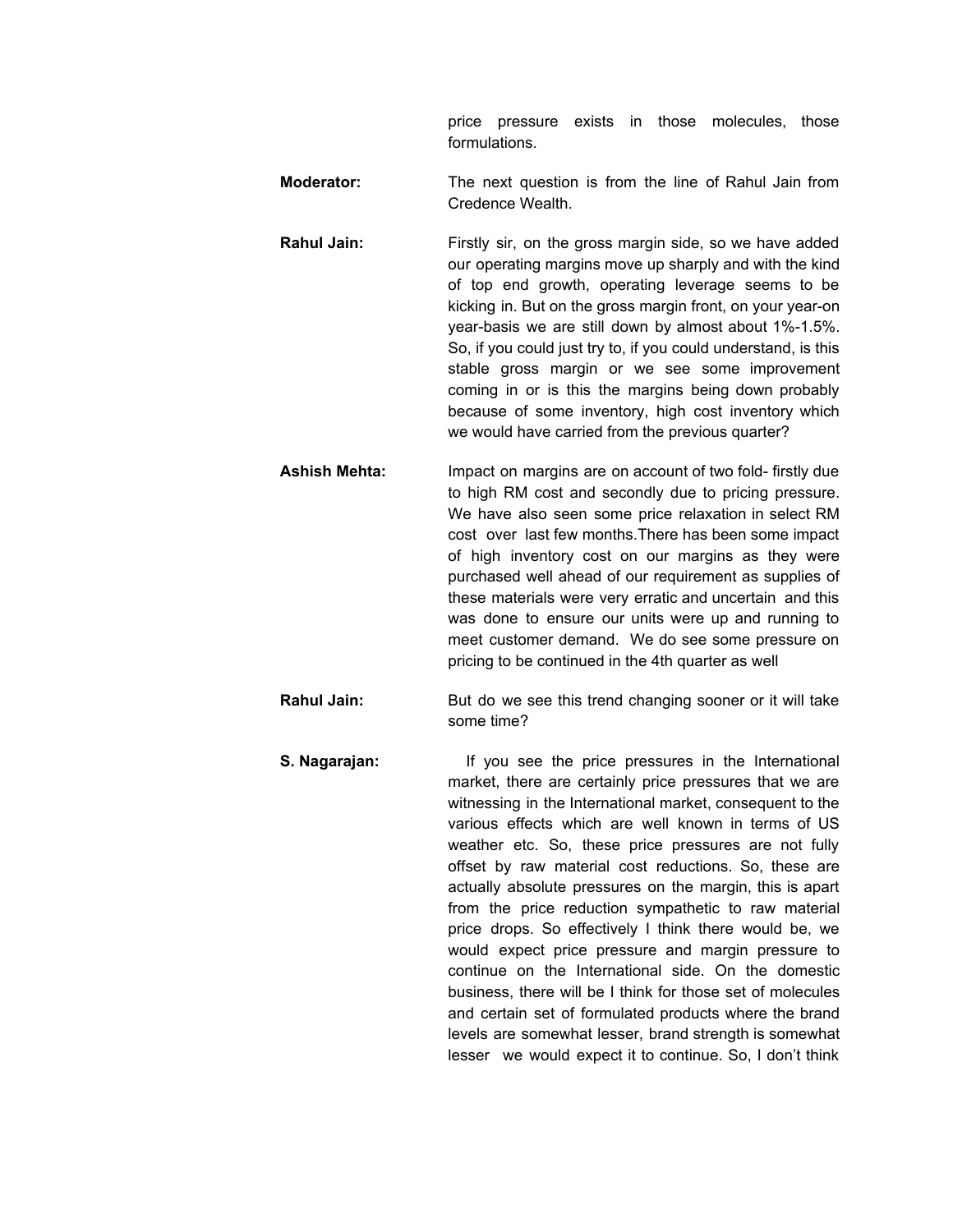price pressure exists in those molecules, those formulations.

**Moderator:** The next question is from the line of Rahul Jain from Credence Wealth.

**Rahul Jain:** Firstly sir, on the gross margin side, so we have added our operating margins move up sharply and with the kind of top end growth, operating leverage seems to be kicking in. But on the gross margin front, on your year-on year-basis we are still down by almost about 1%-1.5%. So, if you could just try to, if you could understand, is this stable gross margin or we see some improvement coming in or is this the margins being down probably because of some inventory, high cost inventory which we would have carried from the previous quarter?

**Ashish Mehta:** Impact on margins are on account of two fold- firstly due to high RM cost and secondly due to pricing pressure. We have also seen some price relaxation in select RM cost over last few months.There has been some impact of high inventory cost on our margins as they were purchased well ahead of our requirement as supplies of these materials were very erratic and uncertain and this was done to ensure our units were up and running to meet customer demand. We do see some pressure on pricing to be continued in the 4th quarter as well

**Rahul Jain:** But do we see this trend changing sooner or it will take some time?

**S. Nagarajan:** If you see the price pressures in the International market, there are certainly price pressures that we are witnessing in the International market, consequent to the various effects which are well known in terms of US weather etc. So, these price pressures are not fully offset by raw material cost reductions. So, these are actually absolute pressures on the margin, this is apart from the price reduction sympathetic to raw material price drops. So effectively I think there would be, we would expect price pressure and margin pressure to continue on the International side. On the domestic business, there will be I think for those set of molecules and certain set of formulated products where the brand levels are somewhat lesser, brand strength is somewhat lesser we would expect it to continue. So, I don't think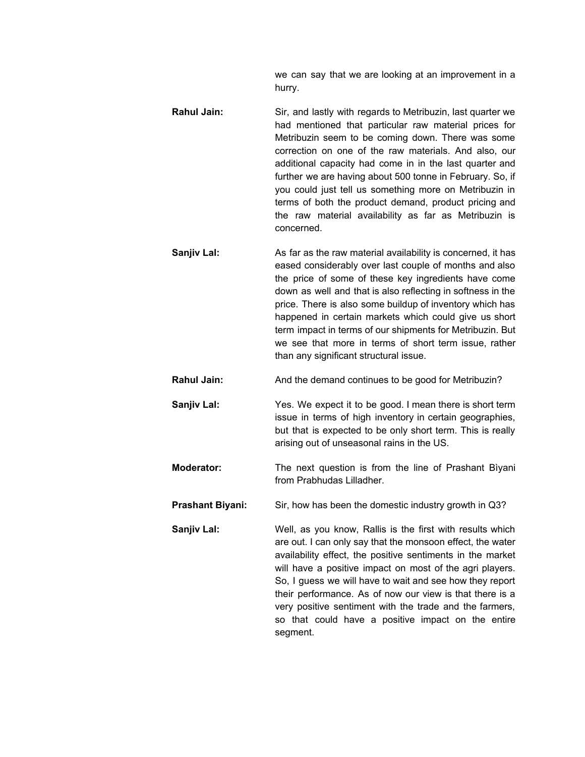we can say that we are looking at an improvement in a hurry.

**Rahul Jain:** Sir, and lastly with regards to Metribuzin, last quarter we had mentioned that particular raw material prices for Metribuzin seem to be coming down. There was some correction on one of the raw materials. And also, our additional capacity had come in in the last quarter and further we are having about 500 tonne in February. So, if you could just tell us something more on Metribuzin in terms of both the product demand, product pricing and the raw material availability as far as Metribuzin is concerned.

**Sanjiv Lal:** As far as the raw material availability is concerned, it has eased considerably over last couple of months and also the price of some of these key ingredients have come down as well and that is also reflecting in softness in the price. There is also some buildup of inventory which has happened in certain markets which could give us short term impact in terms of our shipments for Metribuzin. But we see that more in terms of short term issue, rather than any significant structural issue.

**Rahul Jain:** And the demand continues to be good for Metribuzin?

**Sanjiv Lal:** Yes. We expect it to be good. I mean there is short term issue in terms of high inventory in certain geographies, but that is expected to be only short term. This is really arising out of unseasonal rains in the US.

**Moderator:** The next question is from the line of Prashant Bìyani from Prabhudas Lilladher.

**Prashant Biyani:** Sir, how has been the domestic industry growth in Q3?

**Sanjiv Lal:** Well, as you know, Rallis is the first with results which are out. I can only say that the monsoon effect, the water availability effect, the positive sentiments in the market will have a positive impact on most of the agri players. So, I guess we will have to wait and see how they report their performance. As of now our view is that there is a very positive sentiment with the trade and the farmers, so that could have a positive impact on the entire segment.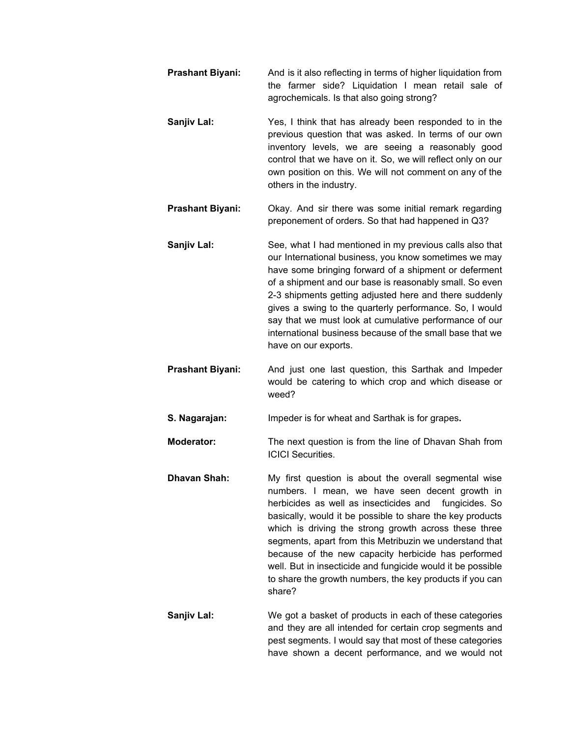**Prashant Biyani:** And is it also reflecting in terms of higher liquidation from the farmer side? Liquidation I mean retail sale of agrochemicals. Is that also going strong?

**Sanjiv Lal:** Yes, I think that has already been responded to in the previous question that was asked. In terms of our own inventory levels, we are seeing a reasonably good control that we have on it. So, we will reflect only on our own position on this. We will not comment on any of the others in the industry.

**Prashant Biyani:** Okay. And sir there was some initial remark regarding preponement of orders. So that had happened in Q3?

**Sanjiv Lal:** See, what I had mentioned in my previous calls also that our International business, you know sometimes we may have some bringing forward of a shipment or deferment of a shipment and our base is reasonably small. So even 2-3 shipments getting adjusted here and there suddenly gives a swing to the quarterly performance. So, I would say that we must look at cumulative performance of our international business because of the small base that we have on our exports.

**Prashant Biyani:** And just one last question, this Sarthak and Impeder would be catering to which crop and which disease or weed?

**S. Nagarajan:** Impeder is for wheat and Sarthak is for grapes**.**

**Moderator:** The next question is from the line of Dhavan Shah from ICICI Securities.

**Dhavan Shah:** My first question is about the overall segmental wise numbers. I mean, we have seen decent growth in herbicides as well as insecticides and fungicides. So basically, would it be possible to share the key products which is driving the strong growth across these three segments, apart from this Metribuzin we understand that because of the new capacity herbicide has performed well. But in insecticide and fungicide would it be possible to share the growth numbers, the key products if you can share?

**Sanjiv Lal:** We got a basket of products in each of these categories and they are all intended for certain crop segments and pest segments. I would say that most of these categories have shown a decent performance, and we would not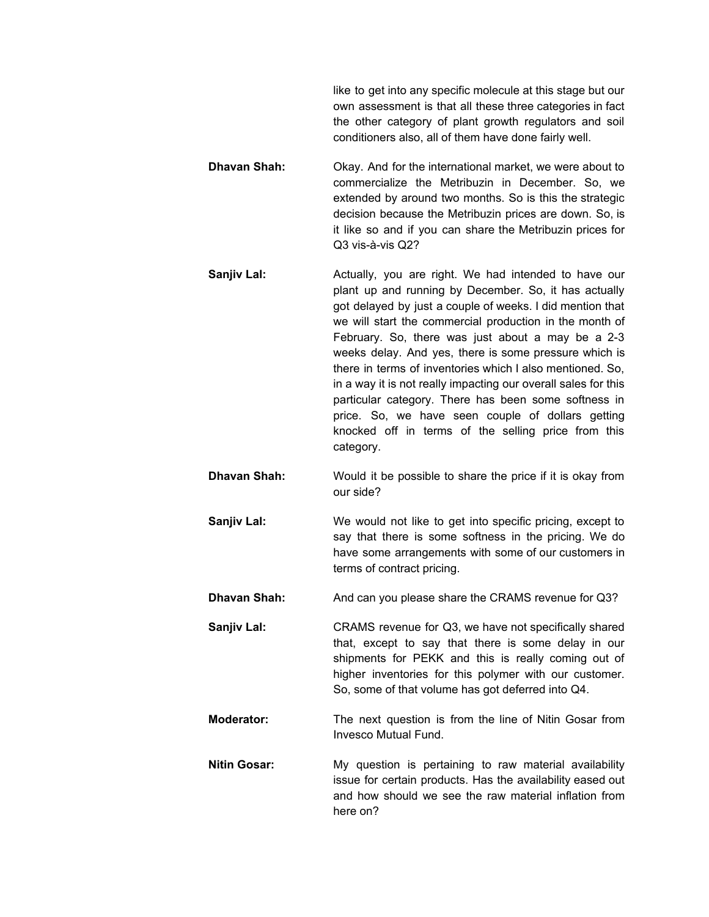like to get into any specific molecule at this stage but our own assessment is that all these three categories in fact the other category of plant growth regulators and soil conditioners also, all of them have done fairly well.

**Dhavan Shah:** Okay. And for the international market, we were about to commercialize the Metribuzin in December. So, we extended by around two months. So is this the strategic decision because the Metribuzin prices are down. So, is it like so and if you can share the Metribuzin prices for Q3 vis-à-vis Q2?

**Sanjiv Lal:** Actually, you are right. We had intended to have our plant up and running by December. So, it has actually got delayed by just a couple of weeks. I did mention that we will start the commercial production in the month of February. So, there was just about a may be a 2-3 weeks delay. And yes, there is some pressure which is there in terms of inventories which I also mentioned. So, in a way it is not really impacting our overall sales for this particular category. There has been some softness in price. So, we have seen couple of dollars getting knocked off in terms of the selling price from this category.

**Dhavan Shah:** Would it be possible to share the price if it is okay from our side?

**Sanjiv Lal:** We would not like to get into specific pricing, except to say that there is some softness in the pricing. We do have some arrangements with some of our customers in terms of contract pricing.

**Dhavan Shah:** And can you please share the CRAMS revenue for Q3?

**Sanjiv Lal:** CRAMS revenue for Q3, we have not specifically shared that, except to say that there is some delay in our shipments for PEKK and this is really coming out of higher inventories for this polymer with our customer. So, some of that volume has got deferred into Q4.

**Moderator:** The next question is from the line of Nitin Gosar from Invesco Mutual Fund.

**Nitin Gosar:** My question is pertaining to raw material availability issue for certain products. Has the availability eased out and how should we see the raw material inflation from here on?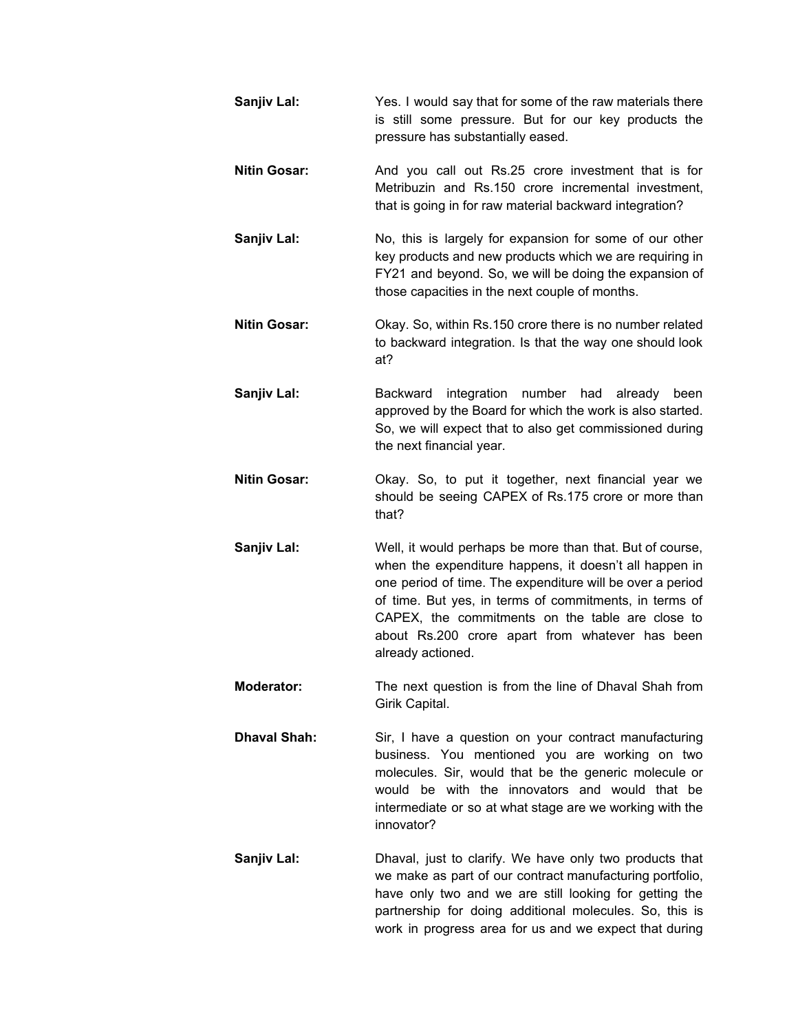**Sanjiv Lal:** Yes. I would say that for some of the raw materials there is still some pressure. But for our key products the pressure has substantially eased.

**Nitin Gosar:** And you call out Rs.25 crore investment that is for Metribuzin and Rs.150 crore incremental investment, that is going in for raw material backward integration?

**Sanjiv Lal:** No, this is largely for expansion for some of our other key products and new products which we are requiring in FY21 and beyond. So, we will be doing the expansion of those capacities in the next couple of months.

**Nitin Gosar:** Okay. So, within Rs.150 crore there is no number related to backward integration. Is that the way one should look at?

**Sanjiv Lal:** Backward integration number had already been approved by the Board for which the work is also started. So, we will expect that to also get commissioned during the next financial year.

**Nitin Gosar:** Okay. So, to put it together, next financial year we should be seeing CAPEX of Rs.175 crore or more than that?

**Sanjiv Lal:** Well, it would perhaps be more than that. But of course, when the expenditure happens, it doesn't all happen in one period of time. The expenditure will be over a period of time. But yes, in terms of commitments, in terms of CAPEX, the commitments on the table are close to about Rs.200 crore apart from whatever has been already actioned.

**Moderator:** The next question is from the line of Dhaval Shah from Girik Capital.

**Dhaval Shah:** Sir, I have a question on your contract manufacturing business. You mentioned you are working on two molecules. Sir, would that be the generic molecule or would be with the innovators and would that be intermediate or so at what stage are we working with the innovator?

**Sanjiv Lal:** Dhaval, just to clarify. We have only two products that we make as part of our contract manufacturing portfolio, have only two and we are still looking for getting the partnership for doing additional molecules. So, this is work in progress area for us and we expect that during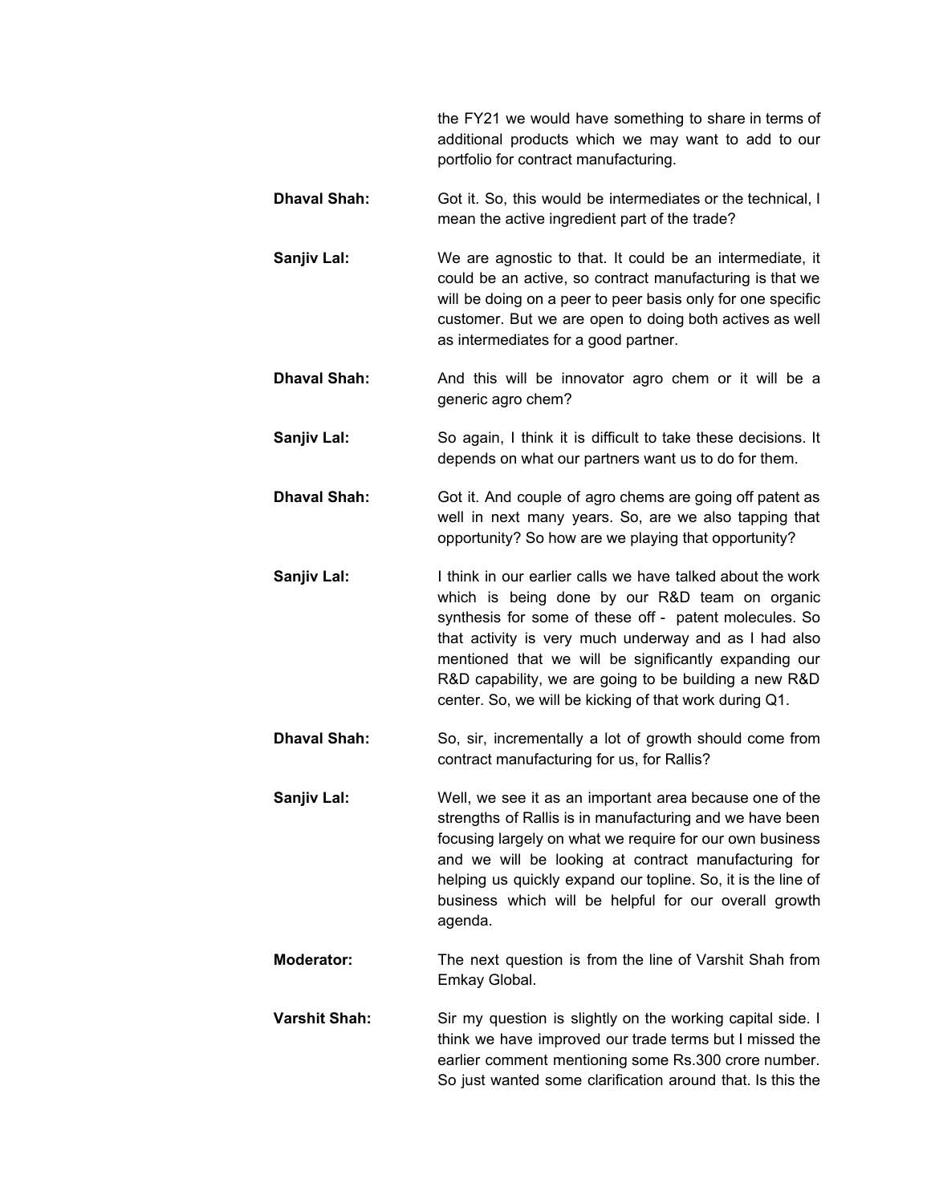the FY21 we would have something to share in terms of additional products which we may want to add to our portfolio for contract manufacturing.

**Dhaval Shah:** Got it. So, this would be intermediates or the technical, I mean the active ingredient part of the trade?

**Sanjiv Lal:** We are agnostic to that. It could be an intermediate, it could be an active, so contract manufacturing is that we will be doing on a peer to peer basis only for one specific customer. But we are open to doing both actives as well as intermediates for a good partner.

**Dhaval Shah:** And this will be innovator agro chem or it will be a generic agro chem?

**Sanjiv Lal:** So again, I think it is difficult to take these decisions. It depends on what our partners want us to do for them.

**Dhaval Shah:** Got it. And couple of agro chems are going off patent as well in next many years. So, are we also tapping that opportunity? So how are we playing that opportunity?

**Sanjiv Lal:** I think in our earlier calls we have talked about the work which is being done by our R&D team on organic synthesis for some of these off - patent molecules. So that activity is very much underway and as I had also mentioned that we will be significantly expanding our R&D capability, we are going to be building a new R&D center. So, we will be kicking of that work during Q1.

**Dhaval Shah:** So, sir, incrementally a lot of growth should come from contract manufacturing for us, for Rallis?

**Sanjiv Lal:** Well, we see it as an important area because one of the strengths of Rallis is in manufacturing and we have been focusing largely on what we require for our own business and we will be looking at contract manufacturing for helping us quickly expand our topline. So, it is the line of business which will be helpful for our overall growth agenda.

**Moderator:** The next question is from the line of Varshit Shah from Emkay Global.

**Varshit Shah:** Sir my question is slightly on the working capital side. I think we have improved our trade terms but I missed the earlier comment mentioning some Rs.300 crore number. So just wanted some clarification around that. Is this the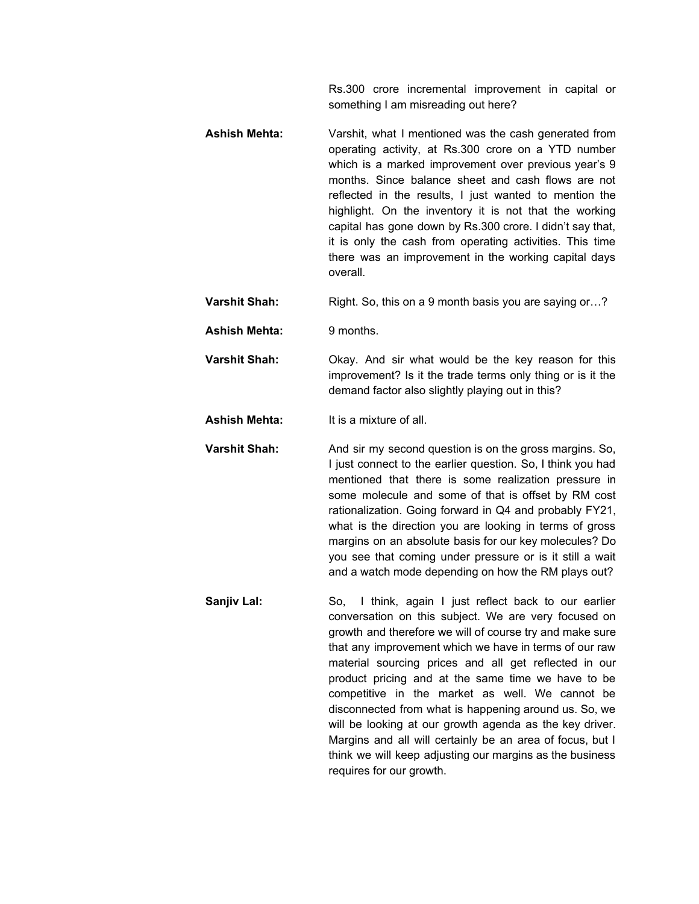Rs.300 crore incremental improvement in capital or something I am misreading out here?

**Ashish Mehta:** Varshit, what I mentioned was the cash generated from operating activity, at Rs.300 crore on a YTD number which is a marked improvement over previous year's 9 months. Since balance sheet and cash flows are not reflected in the results, I just wanted to mention the highlight. On the inventory it is not that the working capital has gone down by Rs.300 crore. I didn't say that, it is only the cash from operating activities. This time there was an improvement in the working capital days overall.

**Varshit Shah:** Right. So, this on a 9 month basis you are saying or…?

**Ashish Mehta:** 9 months.

**Varshit Shah:** Okay. And sir what would be the key reason for this improvement? Is it the trade terms only thing or is it the demand factor also slightly playing out in this?

**Ashish Mehta:** It is a mixture of all.

**Varshit Shah:** And sir my second question is on the gross margins. So, I just connect to the earlier question. So, I think you had mentioned that there is some realization pressure in some molecule and some of that is offset by RM cost rationalization. Going forward in Q4 and probably FY21, what is the direction you are looking in terms of gross margins on an absolute basis for our key molecules? Do you see that coming under pressure or is it still a wait and a watch mode depending on how the RM plays out?

**Sanjiv Lal:** So, I think, again I just reflect back to our earlier conversation on this subject. We are very focused on growth and therefore we will of course try and make sure that any improvement which we have in terms of our raw material sourcing prices and all get reflected in our product pricing and at the same time we have to be competitive in the market as well. We cannot be disconnected from what is happening around us. So, we will be looking at our growth agenda as the key driver. Margins and all will certainly be an area of focus, but I think we will keep adjusting our margins as the business requires for our growth.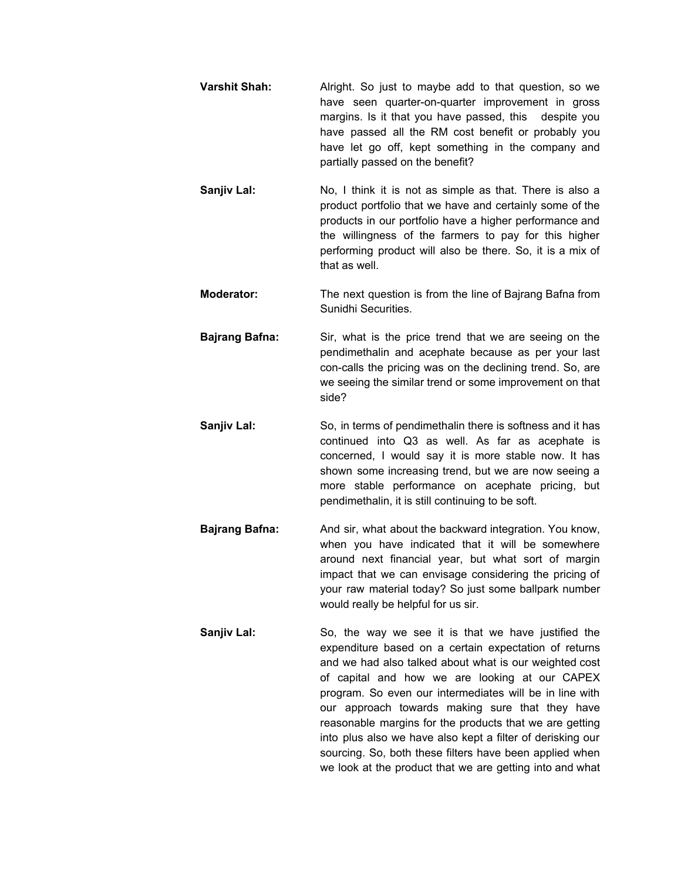**Varshit Shah:** Alright. So just to maybe add to that question, so we have seen quarter-on-quarter improvement in gross margins. Is it that you have passed, this despite you have passed all the RM cost benefit or probably you have let go off, kept something in the company and partially passed on the benefit?

**Sanjiv Lal:** No, I think it is not as simple as that. There is also a product portfolio that we have and certainly some of the products in our portfolio have a higher performance and the willingness of the farmers to pay for this higher performing product will also be there. So, it is a mix of that as well.

**Moderator:** The next question is from the line of Bajrang Bafna from Sunidhi Securities.

**Bajrang Bafna:** Sir, what is the price trend that we are seeing on the pendimethalin and acephate because as per your last con-calls the pricing was on the declining trend. So, are we seeing the similar trend or some improvement on that side?

**Sanjiv Lal:** So, in terms of pendimethalin there is softness and it has continued into Q3 as well. As far as acephate is concerned, I would say it is more stable now. It has shown some increasing trend, but we are now seeing a more stable performance on acephate pricing, but pendimethalin, it is still continuing to be soft.

**Bajrang Bafna:** And sir, what about the backward integration. You know, when you have indicated that it will be somewhere around next financial year, but what sort of margin impact that we can envisage considering the pricing of your raw material today? So just some ballpark number would really be helpful for us sir.

**Sanjiv Lal:** So, the way we see it is that we have justified the expenditure based on a certain expectation of returns and we had also talked about what is our weighted cost of capital and how we are looking at our CAPEX program. So even our intermediates will be in line with our approach towards making sure that they have reasonable margins for the products that we are getting into plus also we have also kept a filter of derisking our sourcing. So, both these filters have been applied when we look at the product that we are getting into and what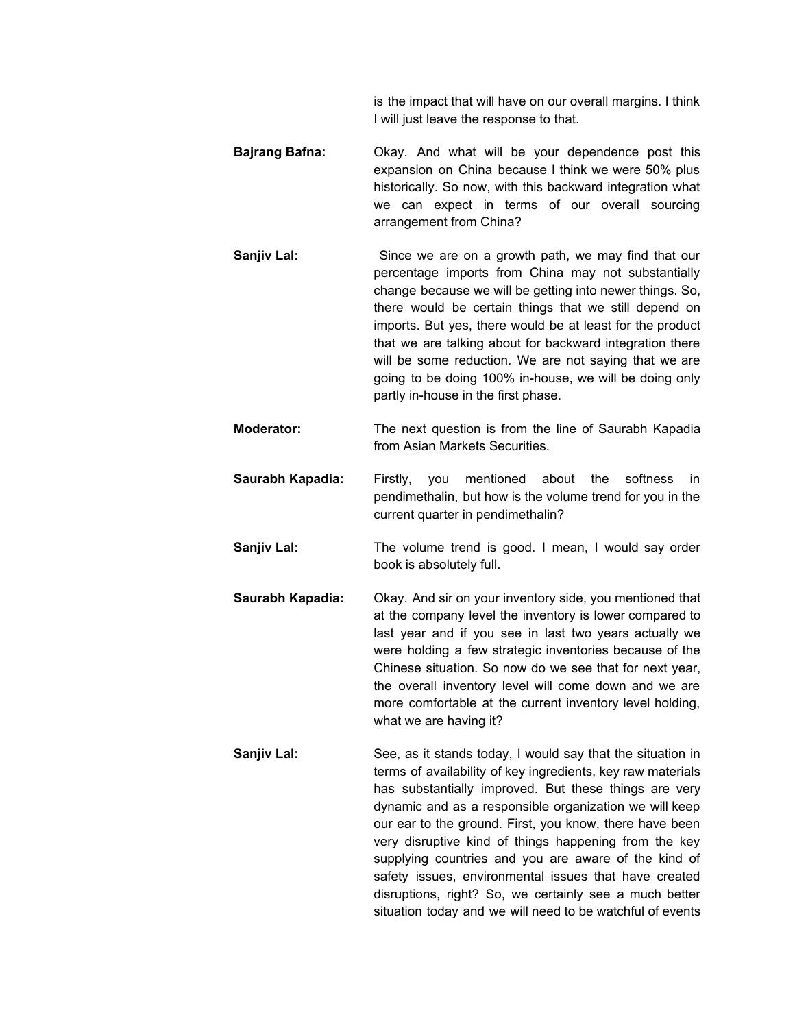is the impact that will have on our overall margins. I think I will just leave the response to that.

**Bajrang Bafna:** Okay. And what will be your dependence post this expansion on China because I think we were 50% plus historically. So now, with this backward integration what we can expect in terms of our overall sourcing arrangement from China?

**Sanjiv Lal:** Since we are on a growth path, we may find that our percentage imports from China may not substantially change because we will be getting into newer things. So, there would be certain things that we still depend on imports. But yes, there would be at least for the product that we are talking about for backward integration there will be some reduction. We are not saying that we are going to be doing 100% in-house, we will be doing only partly in-house in the first phase.

**Moderator:** The next question is from the line of Saurabh Kapadia from Asian Markets Securities.

**Saurabh Kapadia:** Firstly, you mentioned about the softness in pendimethalin, but how is the volume trend for you in the current quarter in pendimethalin?

**Sanjiv Lal:** The volume trend is good. I mean, I would say order book is absolutely full.

**Saurabh Kapadia:** Okay. And sir on your inventory side, you mentioned that at the company level the inventory is lower compared to last year and if you see in last two years actually we were holding a few strategic inventories because of the Chinese situation. So now do we see that for next year, the overall inventory level will come down and we are more comfortable at the current inventory level holding, what we are having it?

**Sanjiv Lal:** See, as it stands today, I would say that the situation in terms of availability of key ingredients, key raw materials has substantially improved. But these things are very dynamic and as a responsible organization we will keep our ear to the ground. First, you know, there have been very disruptive kind of things happening from the key supplying countries and you are aware of the kind of safety issues, environmental issues that have created disruptions, right? So, we certainly see a much better situation today and we will need to be watchful of events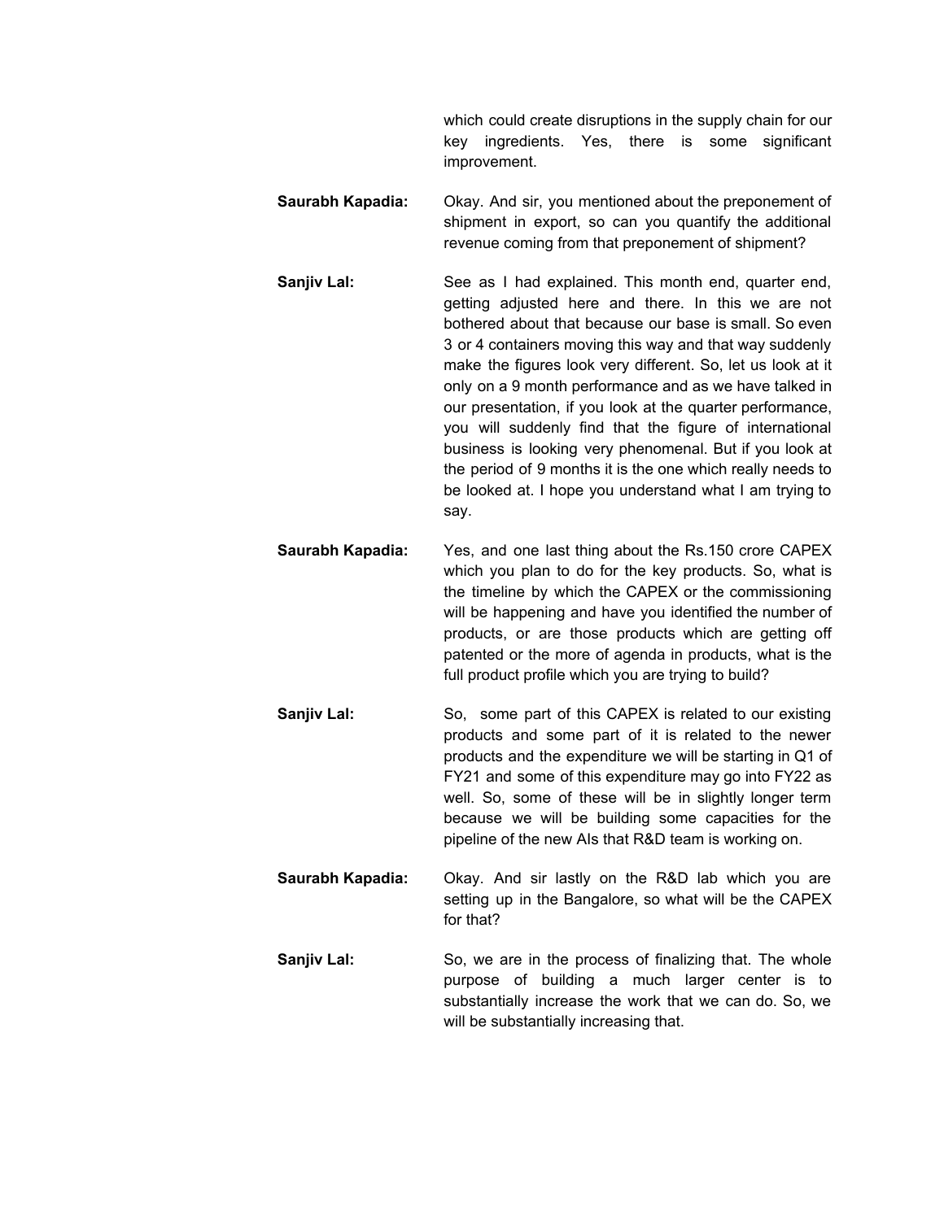which could create disruptions in the supply chain for our key ingredients. Yes, there is some significant improvement.

**Saurabh Kapadia:** Okay. And sir, you mentioned about the preponement of shipment in export, so can you quantify the additional revenue coming from that preponement of shipment?

**Sanjiv Lal:** See as I had explained. This month end, quarter end, getting adjusted here and there. In this we are not bothered about that because our base is small. So even 3 or 4 containers moving this way and that way suddenly make the figures look very different. So, let us look at it only on a 9 month performance and as we have talked in our presentation, if you look at the quarter performance, you will suddenly find that the figure of international business is looking very phenomenal. But if you look at the period of 9 months it is the one which really needs to be looked at. I hope you understand what I am trying to say.

**Saurabh Kapadia:** Yes, and one last thing about the Rs.150 crore CAPEX which you plan to do for the key products. So, what is the timeline by which the CAPEX or the commissioning will be happening and have you identified the number of products, or are those products which are getting off patented or the more of agenda in products, what is the full product profile which you are trying to build?

**Sanjiv Lal:** So, some part of this CAPEX is related to our existing products and some part of it is related to the newer products and the expenditure we will be starting in Q1 of FY21 and some of this expenditure may go into FY22 as well. So, some of these will be in slightly longer term because we will be building some capacities for the pipeline of the new AIs that R&D team is working on.

**Saurabh Kapadia:** Okay. And sir lastly on the R&D lab which you are setting up in the Bangalore, so what will be the CAPEX for that?

**Sanjiv Lal:** So, we are in the process of finalizing that. The whole purpose of building a much larger center is to substantially increase the work that we can do. So, we will be substantially increasing that.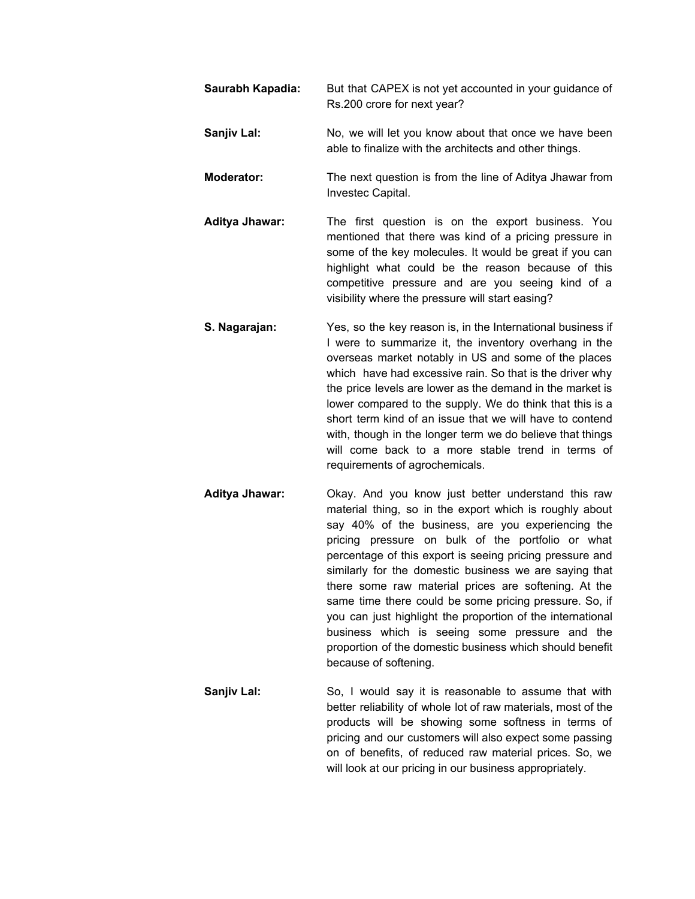**Saurabh Kapadia:** But that CAPEX is not yet accounted in your guidance of Rs.200 crore for next year?

**Sanjiv Lal:** No, we will let you know about that once we have been able to finalize with the architects and other things.

**Moderator:** The next question is from the line of Aditya Jhawar from Investec Capital.

**Aditya Jhawar:** The first question is on the export business. You mentioned that there was kind of a pricing pressure in some of the key molecules. It would be great if you can highlight what could be the reason because of this competitive pressure and are you seeing kind of a visibility where the pressure will start easing?

**S. Nagarajan:** Yes, so the key reason is, in the International business if I were to summarize it, the inventory overhang in the overseas market notably in US and some of the places which have had excessive rain. So that is the driver why the price levels are lower as the demand in the market is lower compared to the supply. We do think that this is a short term kind of an issue that we will have to contend with, though in the longer term we do believe that things will come back to a more stable trend in terms of requirements of agrochemicals.

**Aditya Jhawar:** Okay. And you know just better understand this raw material thing, so in the export which is roughly about say 40% of the business, are you experiencing the pricing pressure on bulk of the portfolio or what percentage of this export is seeing pricing pressure and similarly for the domestic business we are saying that there some raw material prices are softening. At the same time there could be some pricing pressure. So, if you can just highlight the proportion of the international business which is seeing some pressure and the proportion of the domestic business which should benefit because of softening.

**Sanjiv Lal:** So, I would say it is reasonable to assume that with better reliability of whole lot of raw materials, most of the products will be showing some softness in terms of pricing and our customers will also expect some passing on of benefits, of reduced raw material prices. So, we will look at our pricing in our business appropriately.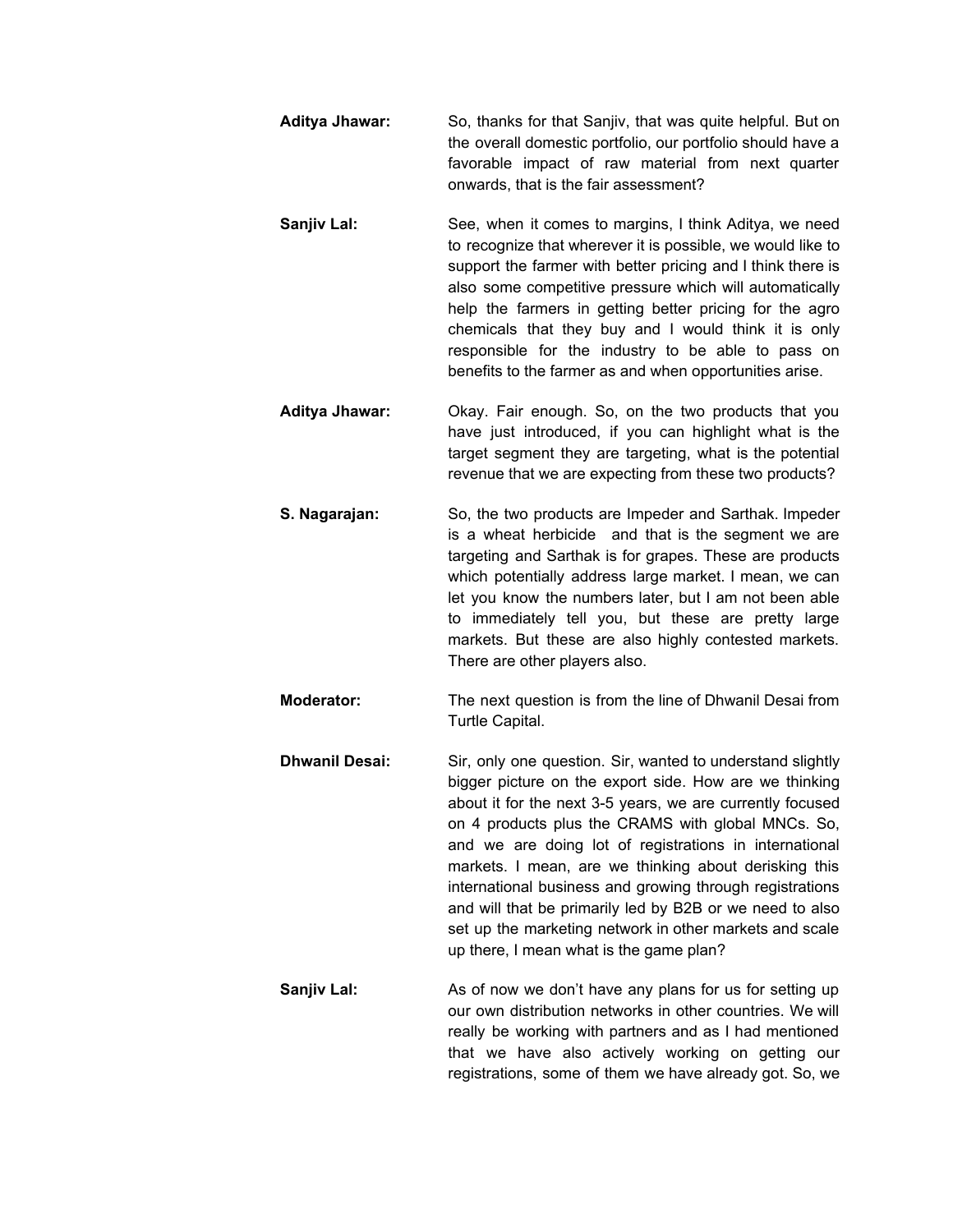**Aditya Jhawar:** So, thanks for that Sanjiv, that was quite helpful. But on the overall domestic portfolio, our portfolio should have a favorable impact of raw material from next quarter onwards, that is the fair assessment?

**Sanjiv Lal:** See, when it comes to margins, I think Aditya, we need to recognize that wherever it is possible, we would like to support the farmer with better pricing and I think there is also some competitive pressure which will automatically help the farmers in getting better pricing for the agro chemicals that they buy and I would think it is only responsible for the industry to be able to pass on benefits to the farmer as and when opportunities arise.

**Aditya Jhawar:** Okay. Fair enough. So, on the two products that you have just introduced, if you can highlight what is the target segment they are targeting, what is the potential revenue that we are expecting from these two products?

**S. Nagarajan:** So, the two products are Impeder and Sarthak. Impeder is a wheat herbicide and that is the segment we are targeting and Sarthak is for grapes. These are products which potentially address large market. I mean, we can let you know the numbers later, but I am not been able to immediately tell you, but these are pretty large markets. But these are also highly contested markets. There are other players also.

**Moderator:** The next question is from the line of Dhwanil Desai from Turtle Capital.

**Dhwanil Desai:** Sir, only one question. Sir, wanted to understand slightly bigger picture on the export side. How are we thinking about it for the next 3-5 years, we are currently focused on 4 products plus the CRAMS with global MNCs. So, and we are doing lot of registrations in international markets. I mean, are we thinking about derisking this international business and growing through registrations and will that be primarily led by B2B or we need to also set up the marketing network in other markets and scale up there, I mean what is the game plan?

**Sanjiv Lal:** As of now we don't have any plans for us for setting up our own distribution networks in other countries. We will really be working with partners and as I had mentioned that we have also actively working on getting our registrations, some of them we have already got. So, we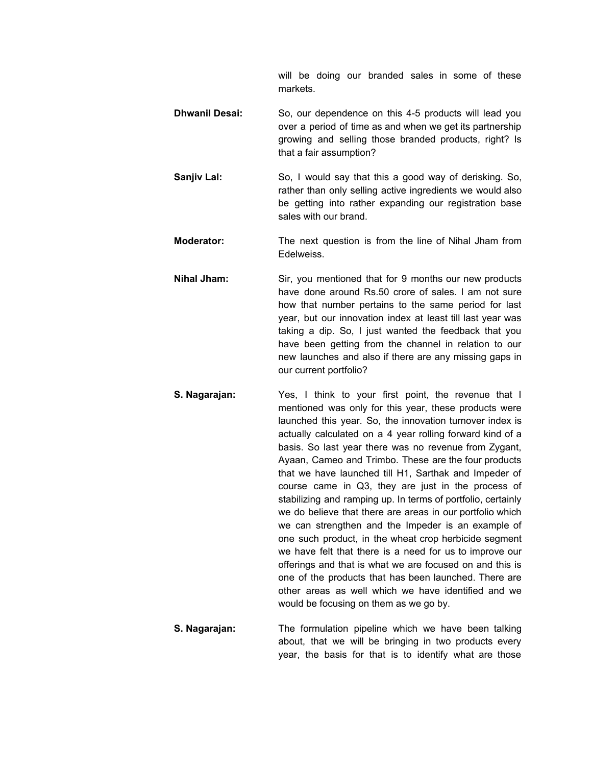will be doing our branded sales in some of these markets.

**Dhwanil Desai:** So, our dependence on this 4-5 products will lead you over a period of time as and when we get its partnership growing and selling those branded products, right? Is that a fair assumption?

**Sanjiv Lal:** So, I would say that this a good way of derisking. So, rather than only selling active ingredients we would also be getting into rather expanding our registration base sales with our brand.

**Moderator:** The next question is from the line of Nihal Jham from Edelweiss.

**Nihal Jham:** Sir, you mentioned that for 9 months our new products have done around Rs.50 crore of sales. I am not sure how that number pertains to the same period for last year, but our innovation index at least till last year was taking a dip. So, I just wanted the feedback that you have been getting from the channel in relation to our new launches and also if there are any missing gaps in our current portfolio?

**S. Nagarajan:** Yes, I think to your first point, the revenue that I mentioned was only for this year, these products were launched this year. So, the innovation turnover index is actually calculated on a 4 year rolling forward kind of a basis. So last year there was no revenue from Zygant, Ayaan, Cameo and Trimbo. These are the four products that we have launched till H1, Sarthak and Impeder of course came in Q3, they are just in the process of stabilizing and ramping up. In terms of portfolio, certainly we do believe that there are areas in our portfolio which we can strengthen and the Impeder is an example of one such product, in the wheat crop herbicide segment we have felt that there is a need for us to improve our offerings and that is what we are focused on and this is one of the products that has been launched. There are other areas as well which we have identified and we would be focusing on them as we go by.

**S. Nagarajan:** The formulation pipeline which we have been talking about, that we will be bringing in two products every year, the basis for that is to identify what are those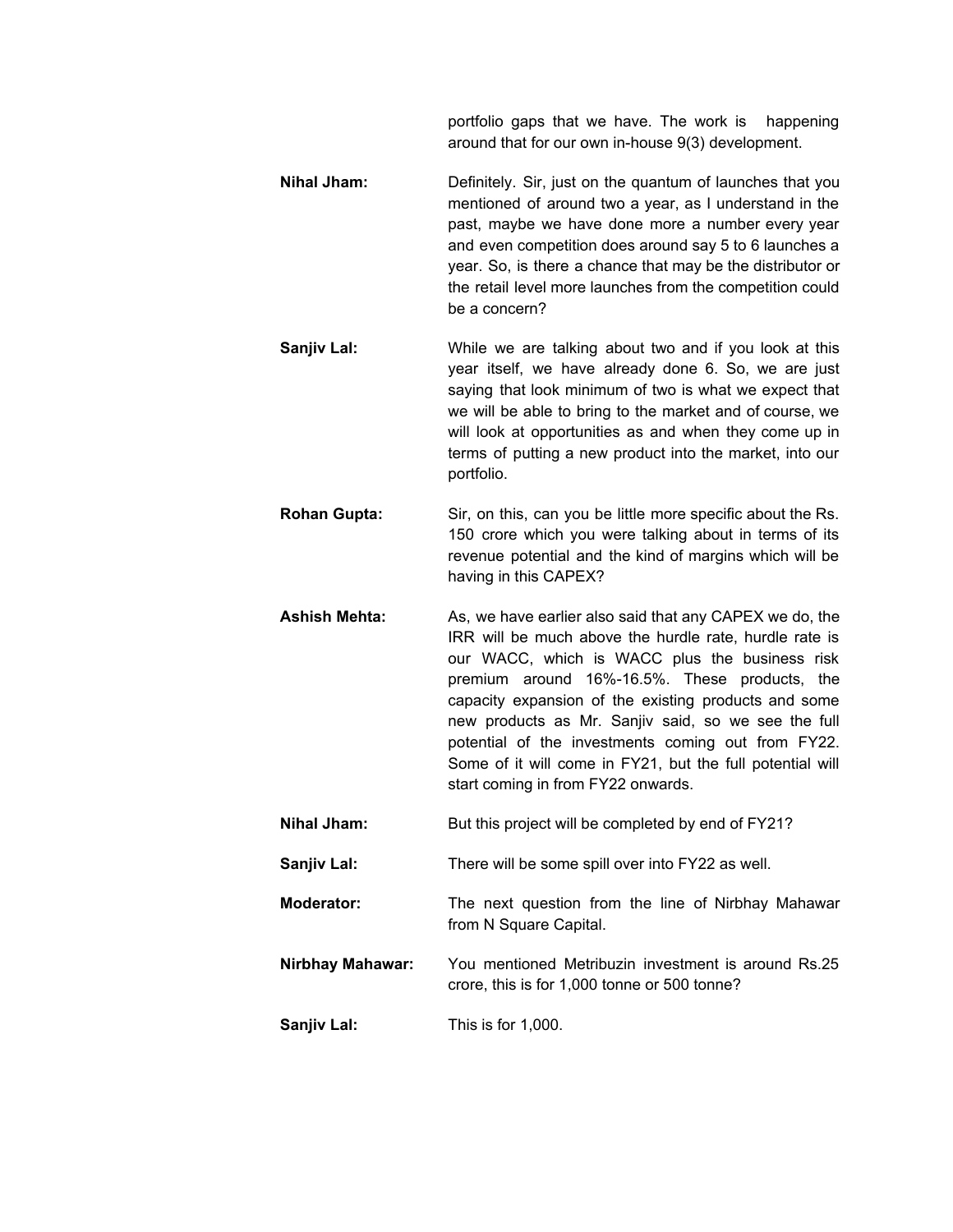portfolio gaps that we have. The work is happening around that for our own in-house 9(3) development.

**Nihal Jham:** Definitely. Sir, just on the quantum of launches that you mentioned of around two a year, as I understand in the past, maybe we have done more a number every year and even competition does around say 5 to 6 launches a year. So, is there a chance that may be the distributor or the retail level more launches from the competition could be a concern?

**Sanjiv Lal:** While we are talking about two and if you look at this year itself, we have already done 6. So, we are just saying that look minimum of two is what we expect that we will be able to bring to the market and of course, we will look at opportunities as and when they come up in terms of putting a new product into the market, into our portfolio.

**Rohan Gupta:** Sir, on this, can you be little more specific about the Rs. 150 crore which you were talking about in terms of its revenue potential and the kind of margins which will be having in this CAPEX?

**Ashish Mehta:** As, we have earlier also said that any CAPEX we do, the IRR will be much above the hurdle rate, hurdle rate is our WACC, which is WACC plus the business risk premium around 16%-16.5%. These products, the capacity expansion of the existing products and some new products as Mr. Sanjiv said, so we see the full potential of the investments coming out from FY22. Some of it will come in FY21, but the full potential will start coming in from FY22 onwards.

**Nihal Jham:** But this project will be completed by end of FY21?

**Sanjiv Lal:** There will be some spill over into FY22 as well.

**Moderator:** The next question from the line of Nirbhay Mahawar from N Square Capital.

**Nirbhay Mahawar:** You mentioned Metribuzin investment is around Rs.25 crore, this is for 1,000 tonne or 500 tonne?

**Sanjiv Lal:** This is for 1,000.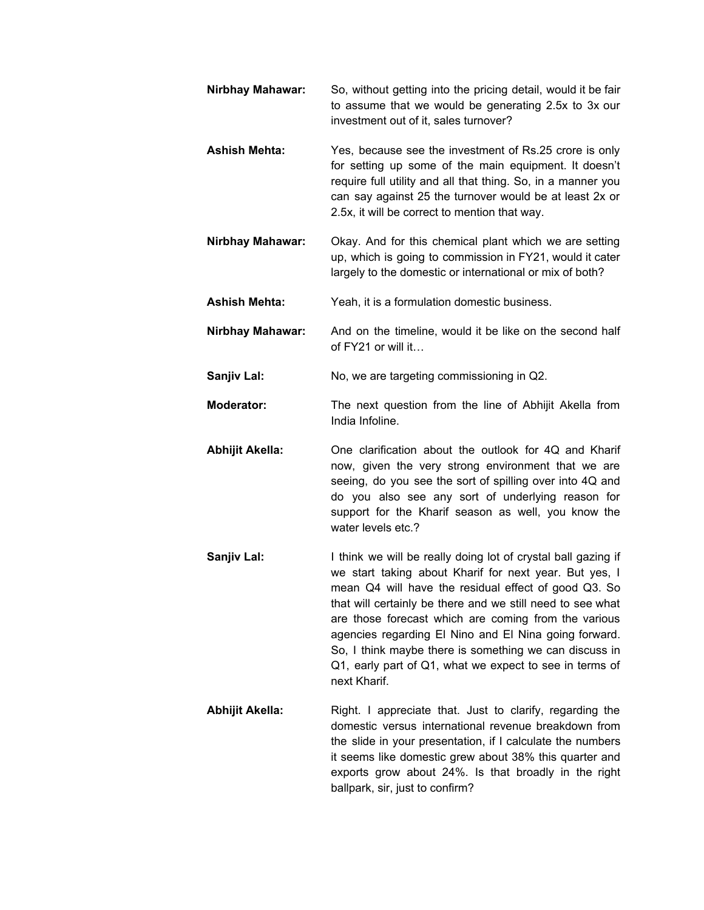**Nirbhay Mahawar:** So, without getting into the pricing detail, would it be fair to assume that we would be generating 2.5x to 3x our investment out of it, sales turnover?

**Ashish Mehta:** Yes, because see the investment of Rs.25 crore is only for setting up some of the main equipment. It doesn't require full utility and all that thing. So, in a manner you can say against 25 the turnover would be at least 2x or 2.5x, it will be correct to mention that way.

**Nirbhay Mahawar:** Okay. And for this chemical plant which we are setting up, which is going to commission in FY21, would it cater largely to the domestic or international or mix of both?

**Ashish Mehta:** Yeah, it is a formulation domestic business.

**Nirbhay Mahawar:** And on the timeline, would it be like on the second half of FY21 or will it…

**Sanjiv Lal:** No, we are targeting commissioning in Q2.

**Moderator:** The next question from the line of Abhijit Akella from India Infoline.

**Abhijit Akella:** One clarification about the outlook for 4Q and Kharif now, given the very strong environment that we are seeing, do you see the sort of spilling over into 4Q and do you also see any sort of underlying reason for support for the Kharif season as well, you know the water levels etc.?

**Sanjiv Lal:** I think we will be really doing lot of crystal ball gazing if we start taking about Kharif for next year. But yes, I mean Q4 will have the residual effect of good Q3. So that will certainly be there and we still need to see what are those forecast which are coming from the various agencies regarding El Nino and El Nina going forward. So, I think maybe there is something we can discuss in Q1, early part of Q1, what we expect to see in terms of next Kharif.

**Abhijit Akella:** Right. I appreciate that. Just to clarify, regarding the domestic versus international revenue breakdown from the slide in your presentation, if I calculate the numbers it seems like domestic grew about 38% this quarter and exports grow about 24%. Is that broadly in the right ballpark, sir, just to confirm?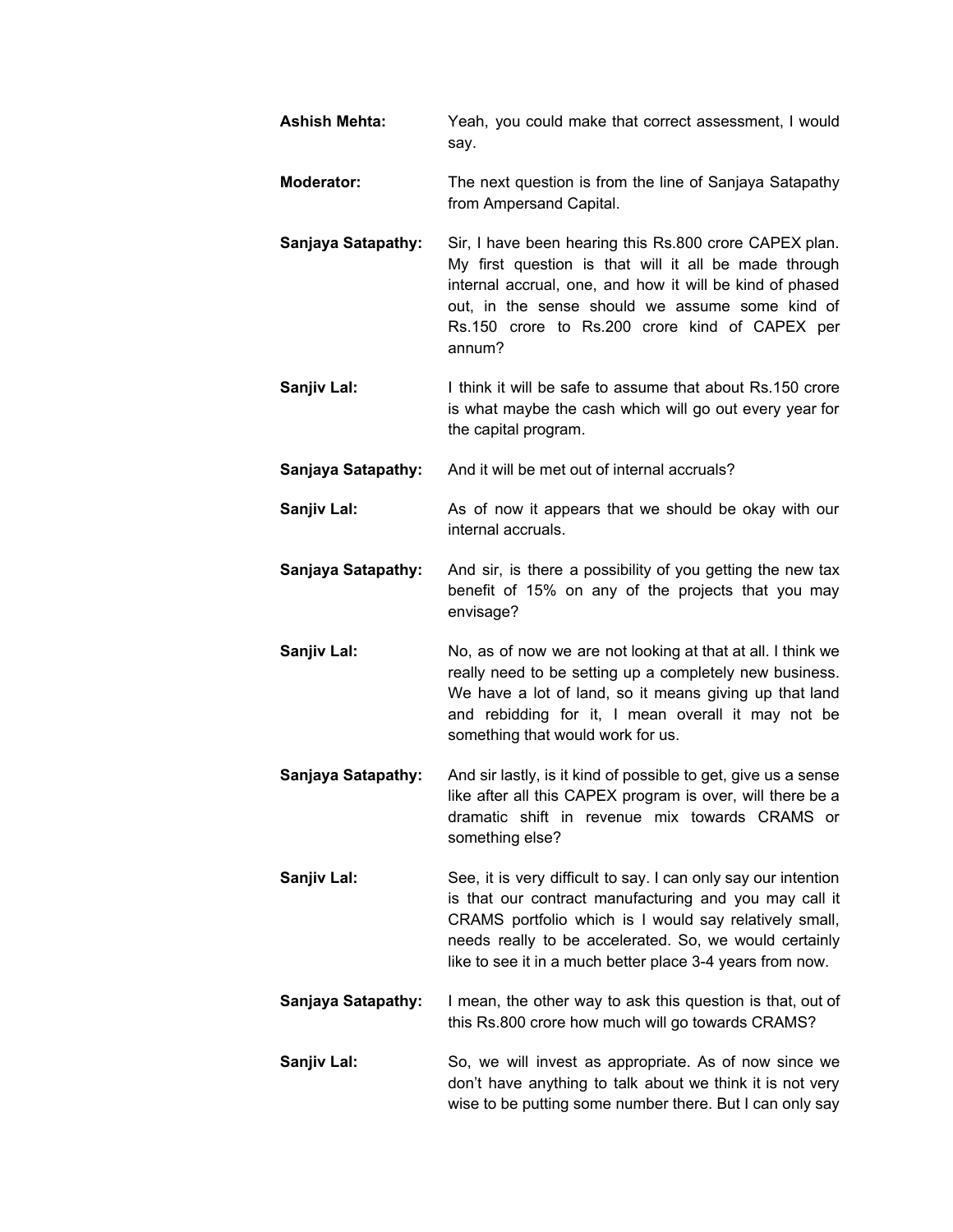**Ashish Mehta:** Yeah, you could make that correct assessment, I would say.

**Moderator:** The next question is from the line of Sanjaya Satapathy from Ampersand Capital.

**Sanjaya Satapathy:** Sir, I have been hearing this Rs.800 crore CAPEX plan. My first question is that will it all be made through internal accrual, one, and how it will be kind of phased out, in the sense should we assume some kind of Rs.150 crore to Rs.200 crore kind of CAPEX per annum?

**Sanjiv Lal:** I think it will be safe to assume that about Rs.150 crore is what maybe the cash which will go out every year for the capital program.

**Sanjaya Satapathy:** And it will be met out of internal accruals?

**Sanjiv Lal:** As of now it appears that we should be okay with our internal accruals.

**Sanjaya Satapathy:** And sir, is there a possibility of you getting the new tax benefit of 15% on any of the projects that you may envisage?

**Sanjiv Lal:** No, as of now we are not looking at that at all. I think we really need to be setting up a completely new business. We have a lot of land, so it means giving up that land and rebidding for it, I mean overall it may not be something that would work for us.

**Sanjaya Satapathy:** And sir lastly, is it kind of possible to get, give us a sense like after all this CAPEX program is over, will there be a dramatic shift in revenue mix towards CRAMS or something else?

**Sanjiv Lal:** See, it is very difficult to say. I can only say our intention is that our contract manufacturing and you may call it CRAMS portfolio which is I would say relatively small, needs really to be accelerated. So, we would certainly like to see it in a much better place 3-4 years from now.

**Sanjaya Satapathy:** I mean, the other way to ask this question is that, out of this Rs.800 crore how much will go towards CRAMS?

**Sanjiv Lal:** So, we will invest as appropriate. As of now since we don't have anything to talk about we think it is not very wise to be putting some number there. But I can only say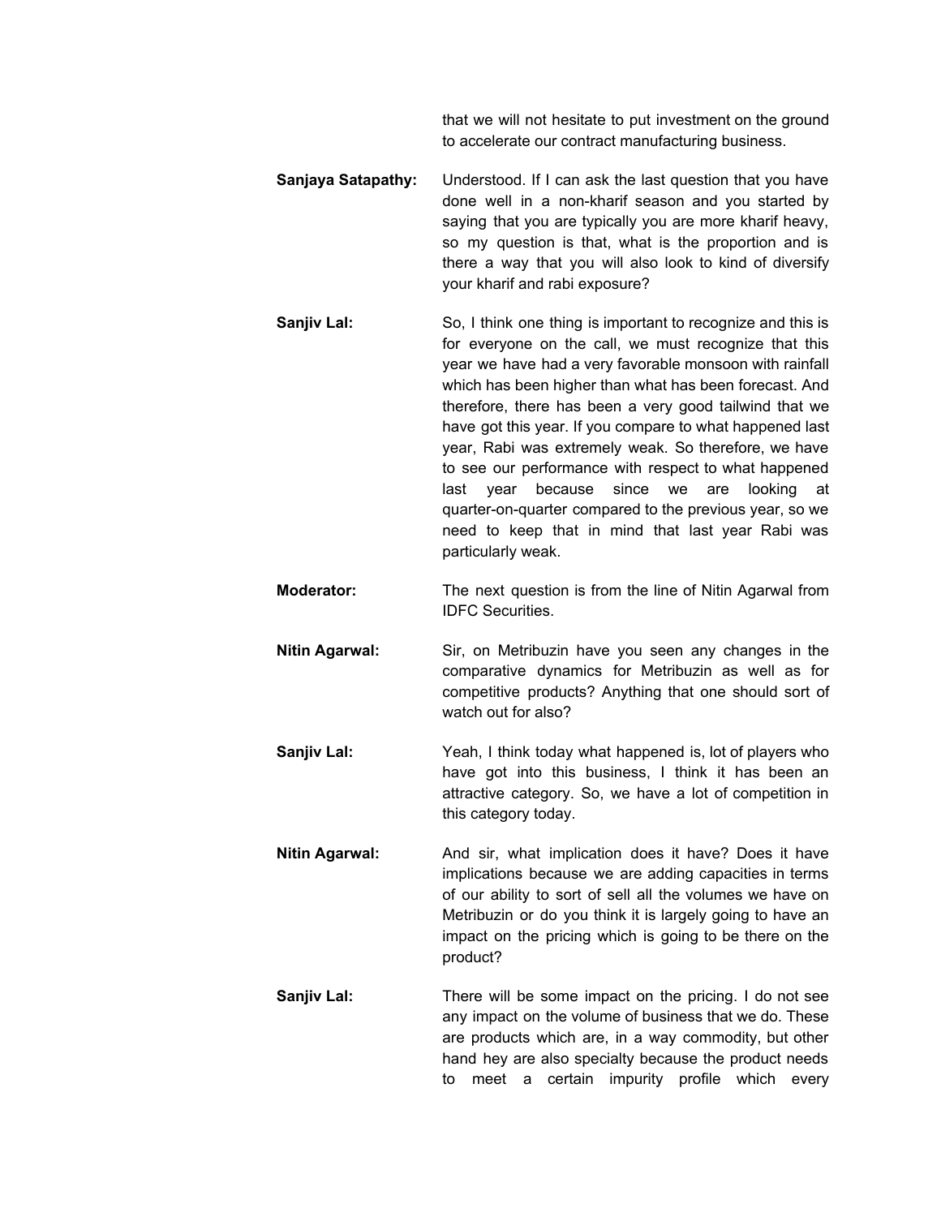that we will not hesitate to put investment on the ground to accelerate our contract manufacturing business.

**Sanjaya Satapathy:** Understood. If I can ask the last question that you have done well in a non-kharif season and you started by saying that you are typically you are more kharif heavy, so my question is that, what is the proportion and is there a way that you will also look to kind of diversify your kharif and rabi exposure?

**Sanjiv Lal:** So, I think one thing is important to recognize and this is for everyone on the call, we must recognize that this year we have had a very favorable monsoon with rainfall which has been higher than what has been forecast. And therefore, there has been a very good tailwind that we have got this year. If you compare to what happened last year, Rabi was extremely weak. So therefore, we have to see our performance with respect to what happened last year because since we are looking at quarter-on-quarter compared to the previous year, so we need to keep that in mind that last year Rabi was particularly weak.

**Moderator:** The next question is from the line of Nitin Agarwal from IDFC Securities.

**Nitin Agarwal:** Sir, on Metribuzin have you seen any changes in the comparative dynamics for Metribuzin as well as for competitive products? Anything that one should sort of watch out for also?

**Sanjiv Lal:** Yeah, I think today what happened is, lot of players who have got into this business, I think it has been an attractive category. So, we have a lot of competition in this category today.

**Nitin Agarwal:** And sir, what implication does it have? Does it have implications because we are adding capacities in terms of our ability to sort of sell all the volumes we have on Metribuzin or do you think it is largely going to have an impact on the pricing which is going to be there on the product?

**Sanjiv Lal:** There will be some impact on the pricing. I do not see any impact on the volume of business that we do. These are products which are, in a way commodity, but other hand hey are also specialty because the product needs to meet a certain impurity profile which every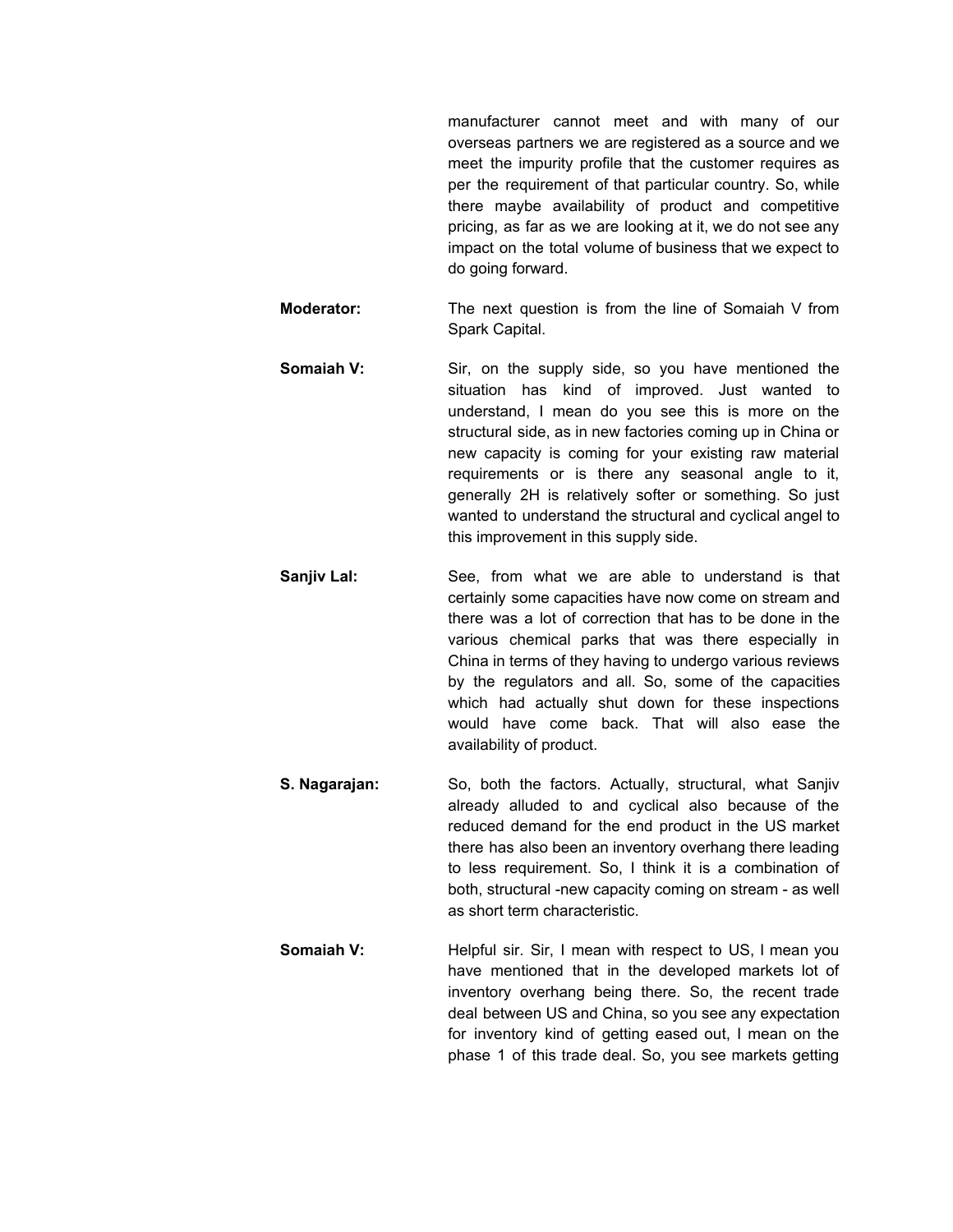manufacturer cannot meet and with many of our overseas partners we are registered as a source and we meet the impurity profile that the customer requires as per the requirement of that particular country. So, while there maybe availability of product and competitive pricing, as far as we are looking at it, we do not see any impact on the total volume of business that we expect to do going forward.

**Moderator:** The next question is from the line of Somaiah V from Spark Capital.

**Somaiah V:** Sir, on the supply side, so you have mentioned the situation has kind of improved. Just wanted to understand, I mean do you see this is more on the structural side, as in new factories coming up in China or new capacity is coming for your existing raw material requirements or is there any seasonal angle to it, generally 2H is relatively softer or something. So just wanted to understand the structural and cyclical angel to this improvement in this supply side.

**Sanjiv Lal:** See, from what we are able to understand is that certainly some capacities have now come on stream and there was a lot of correction that has to be done in the various chemical parks that was there especially in China in terms of they having to undergo various reviews by the regulators and all. So, some of the capacities which had actually shut down for these inspections would have come back. That will also ease the availability of product.

**S. Nagarajan:** So, both the factors. Actually, structural, what Sanjiv already alluded to and cyclical also because of the reduced demand for the end product in the US market there has also been an inventory overhang there leading to less requirement. So, I think it is a combination of both, structural -new capacity coming on stream - as well as short term characteristic.

**Somaiah V:** Helpful sir. Sir, I mean with respect to US, I mean you have mentioned that in the developed markets lot of inventory overhang being there. So, the recent trade deal between US and China, so you see any expectation for inventory kind of getting eased out, I mean on the phase 1 of this trade deal. So, you see markets getting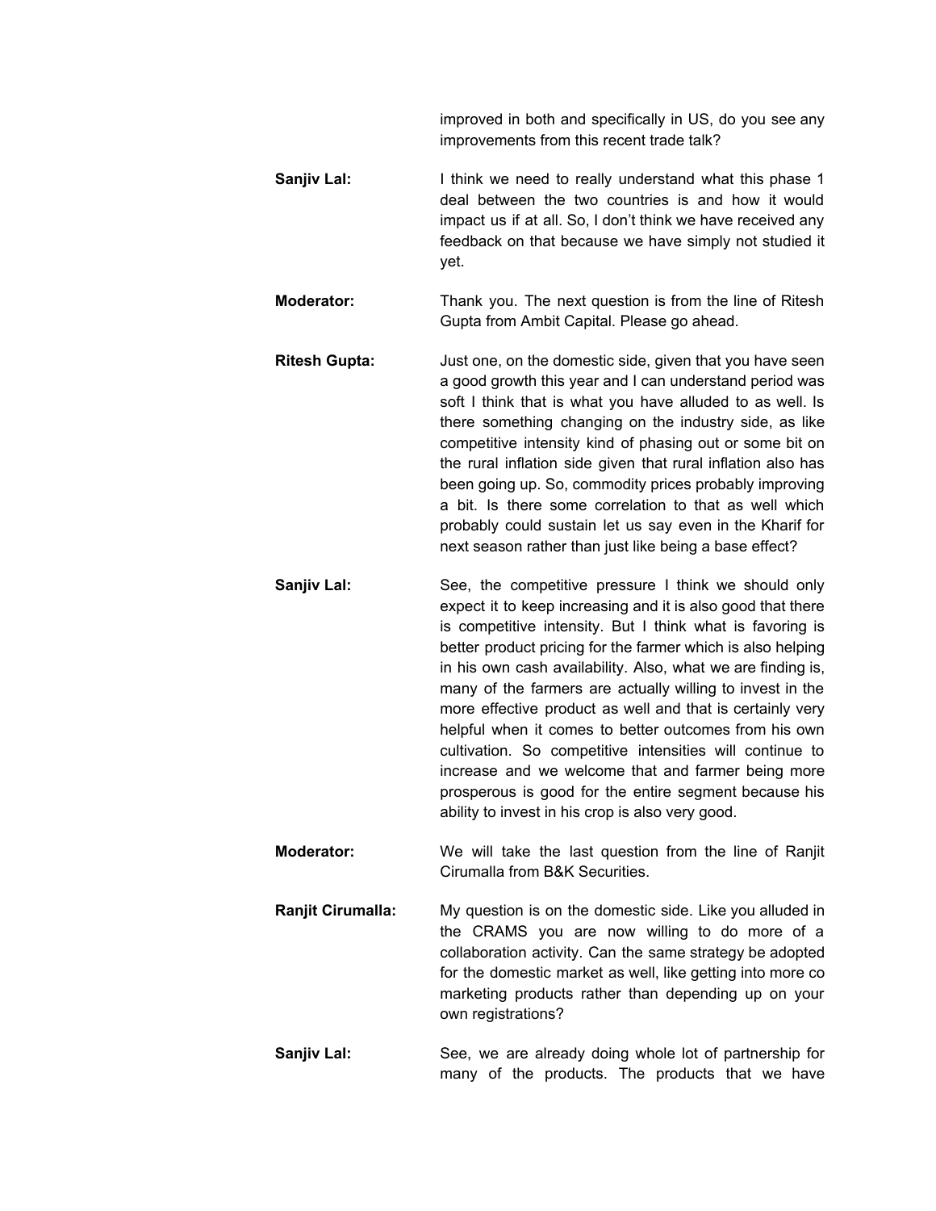improved in both and specifically in US, do you see any improvements from this recent trade talk?

**Sanjiv Lal:** I think we need to really understand what this phase 1 deal between the two countries is and how it would impact us if at all. So, I don't think we have received any feedback on that because we have simply not studied it yet.

**Moderator:** Thank you. The next question is from the line of Ritesh Gupta from Ambit Capital. Please go ahead.

**Ritesh Gupta:** Just one, on the domestic side, given that you have seen a good growth this year and I can understand period was soft I think that is what you have alluded to as well. Is there something changing on the industry side, as like competitive intensity kind of phasing out or some bit on the rural inflation side given that rural inflation also has been going up. So, commodity prices probably improving a bit. Is there some correlation to that as well which probably could sustain let us say even in the Kharif for next season rather than just like being a base effect?

**Sanjiv Lal:** See, the competitive pressure I think we should only expect it to keep increasing and it is also good that there is competitive intensity. But I think what is favoring is better product pricing for the farmer which is also helping in his own cash availability. Also, what we are finding is, many of the farmers are actually willing to invest in the more effective product as well and that is certainly very helpful when it comes to better outcomes from his own cultivation. So competitive intensities will continue to increase and we welcome that and farmer being more prosperous is good for the entire segment because his ability to invest in his crop is also very good.

**Moderator:** We will take the last question from the line of Ranjit Cirumalla from B&K Securities.

**Ranjit Cirumalla:** My question is on the domestic side. Like you alluded in the CRAMS you are now willing to do more of a collaboration activity. Can the same strategy be adopted for the domestic market as well, like getting into more co marketing products rather than depending up on your own registrations?

**Sanjiv Lal:** See, we are already doing whole lot of partnership for many of the products. The products that we have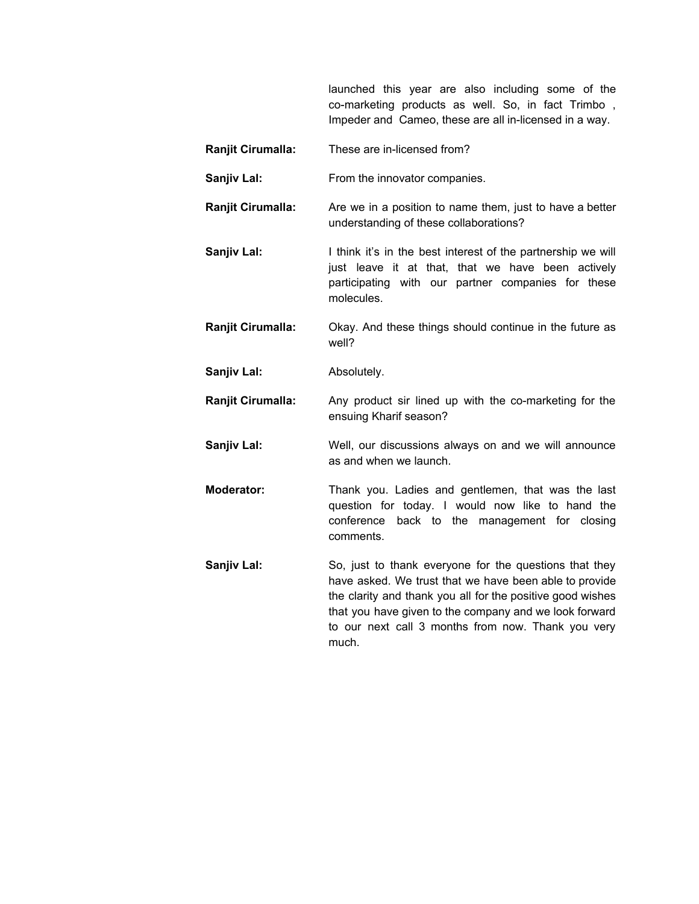launched this year are also including some of the co-marketing products as well. So, in fact Trimbo , Impeder and Cameo, these are all in-licensed in a way.

**Ranjit Cirumalla:** These are in-licensed from?

**Sanjiv Lal:** From the innovator companies.

**Ranjit Cirumalla:** Are we in a position to name them, just to have a better understanding of these collaborations?

**Sanjiv Lal:** I think it's in the best interest of the partnership we will just leave it at that, that we have been actively participating with our partner companies for these molecules.

**Ranjit Cirumalla:** Okay. And these things should continue in the future as well?

**Sanjiv Lal:** Absolutely.

**Ranjit Cirumalla:** Any product sir lined up with the co-marketing for the ensuing Kharif season?

**Sanjiv Lal:** Well, our discussions always on and we will announce as and when we launch.

**Moderator:** Thank you. Ladies and gentlemen, that was the last question for today. I would now like to hand the conference back to the management for closing comments.

**Sanjiv Lal:** So, just to thank everyone for the questions that they have asked. We trust that we have been able to provide the clarity and thank you all for the positive good wishes that you have given to the company and we look forward to our next call 3 months from now. Thank you very much.